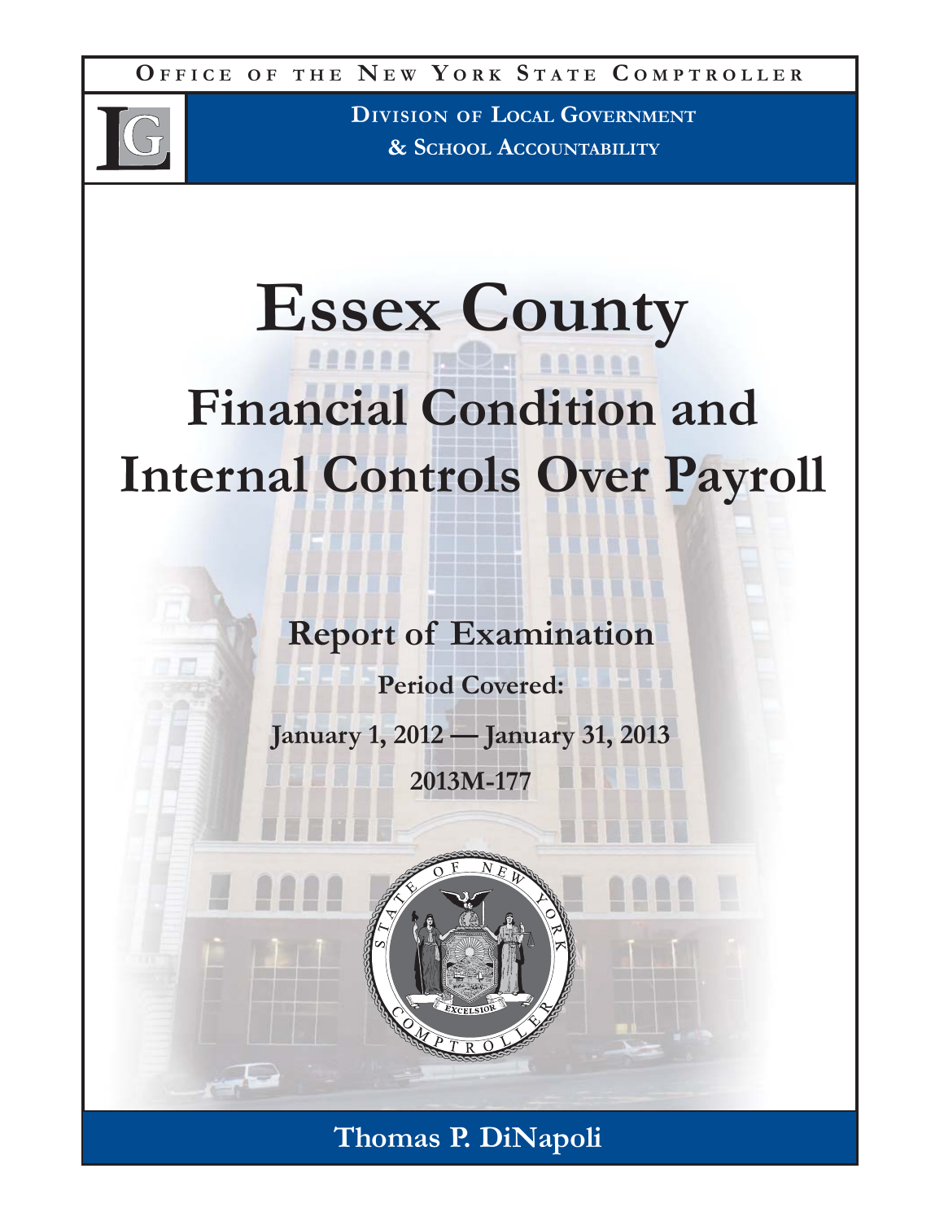**Office of the New York State Comptroller**

**Division of Local Government & School Accountability**

# Essex County

# Financial Condition and Internal Controls Over Payroll

## Report of Examination

**Period Covered:**

**January 1, 2012 — January 31, 2013**

**2013M-177**

**Thomas P. DiNapoli**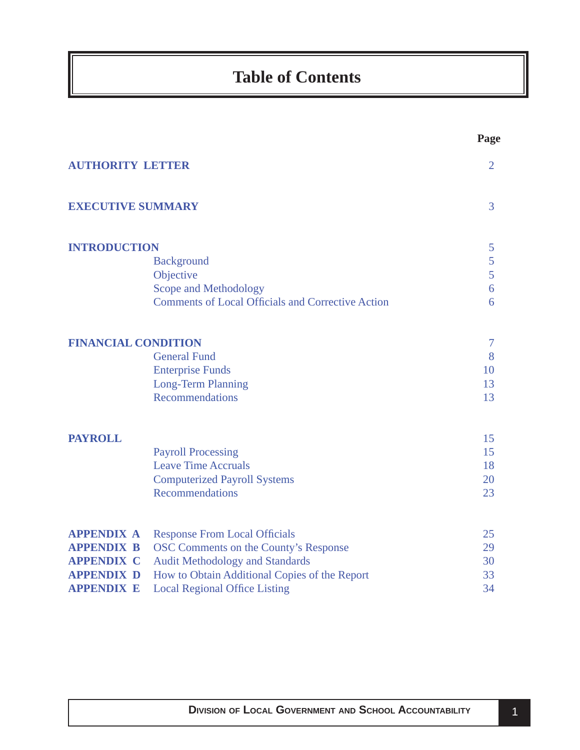# Table of Contents

| | | Page |
|---|---|---|
| **AUTHORITY LETTER** | | 2 |
| **EXECUTIVE SUMMARY** | | 3 |
| **INTRODUCTION** | | 5 |
| | Background | 5 |
| | Objective | 5 |
| | Scope and Methodology | 6 |
| | Comments of Local Officials and Corrective Action | 6 |
| **FINANCIAL CONDITION** | | 7 |
| | General Fund | 8 |
| | Enterprise Funds | 10 |
| | Long-Term Planning | 13 |
| | Recommendations | 13 |
| **PAYROLL** | | 15 |
| | Payroll Processing | 15 |
| | Leave Time Accruals | 18 |
| | Computerized Payroll Systems | 20 |
| | Recommendations | 23 |
| **APPENDIX A** | Response From Local Officials | 25 |
| **APPENDIX B** | OSC Comments on the County's Response | 29 |
| **APPENDIX C** | Audit Methodology and Standards | 30 |
| **APPENDIX D** | How to Obtain Additional Copies of the Report | 33 |
| **APPENDIX E** | Local Regional Office Listing | 34 |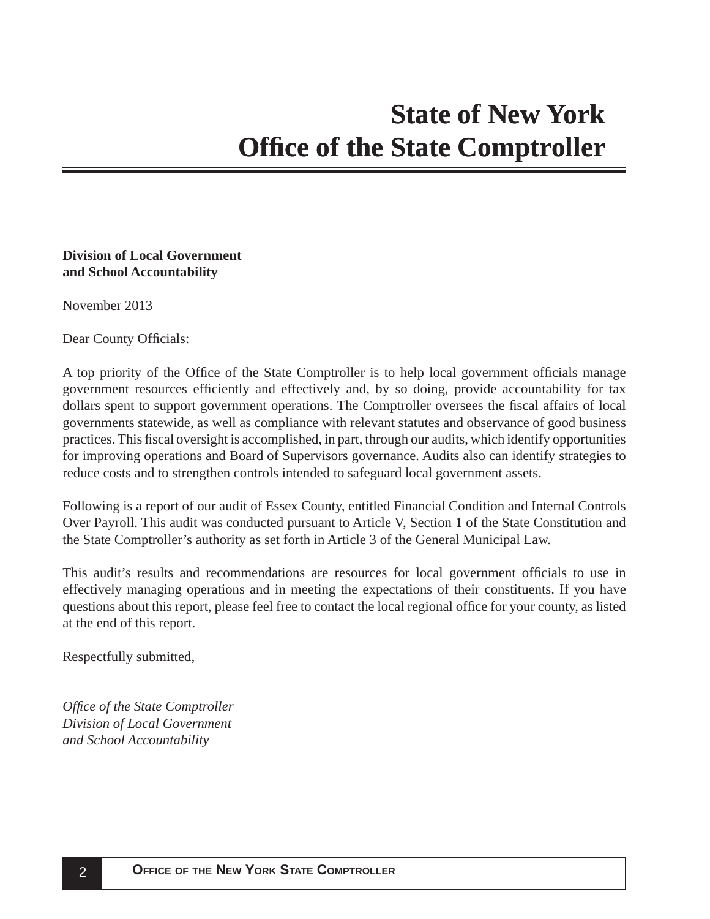# State of New York
# Office of the State Comptroller

**Division of Local Government**
**and School Accountability**

November 2013

Dear County Officials:

A top priority of the Office of the State Comptroller is to help local government officials manage government resources efficiently and effectively and, by so doing, provide accountability for tax dollars spent to support government operations. The Comptroller oversees the fiscal affairs of local governments statewide, as well as compliance with relevant statutes and observance of good business practices. This fiscal oversight is accomplished, in part, through our audits, which identify opportunities for improving operations and Board of Supervisors governance. Audits also can identify strategies to reduce costs and to strengthen controls intended to safeguard local government assets.

Following is a report of our audit of Essex County, entitled Financial Condition and Internal Controls Over Payroll. This audit was conducted pursuant to Article V, Section 1 of the State Constitution and the State Comptroller's authority as set forth in Article 3 of the General Municipal Law.

This audit's results and recommendations are resources for local government officials to use in effectively managing operations and in meeting the expectations of their constituents. If you have questions about this report, please feel free to contact the local regional office for your county, as listed at the end of this report.

Respectfully submitted,

*Office of the State Comptroller*
*Division of Local Government*
*and School Accountability*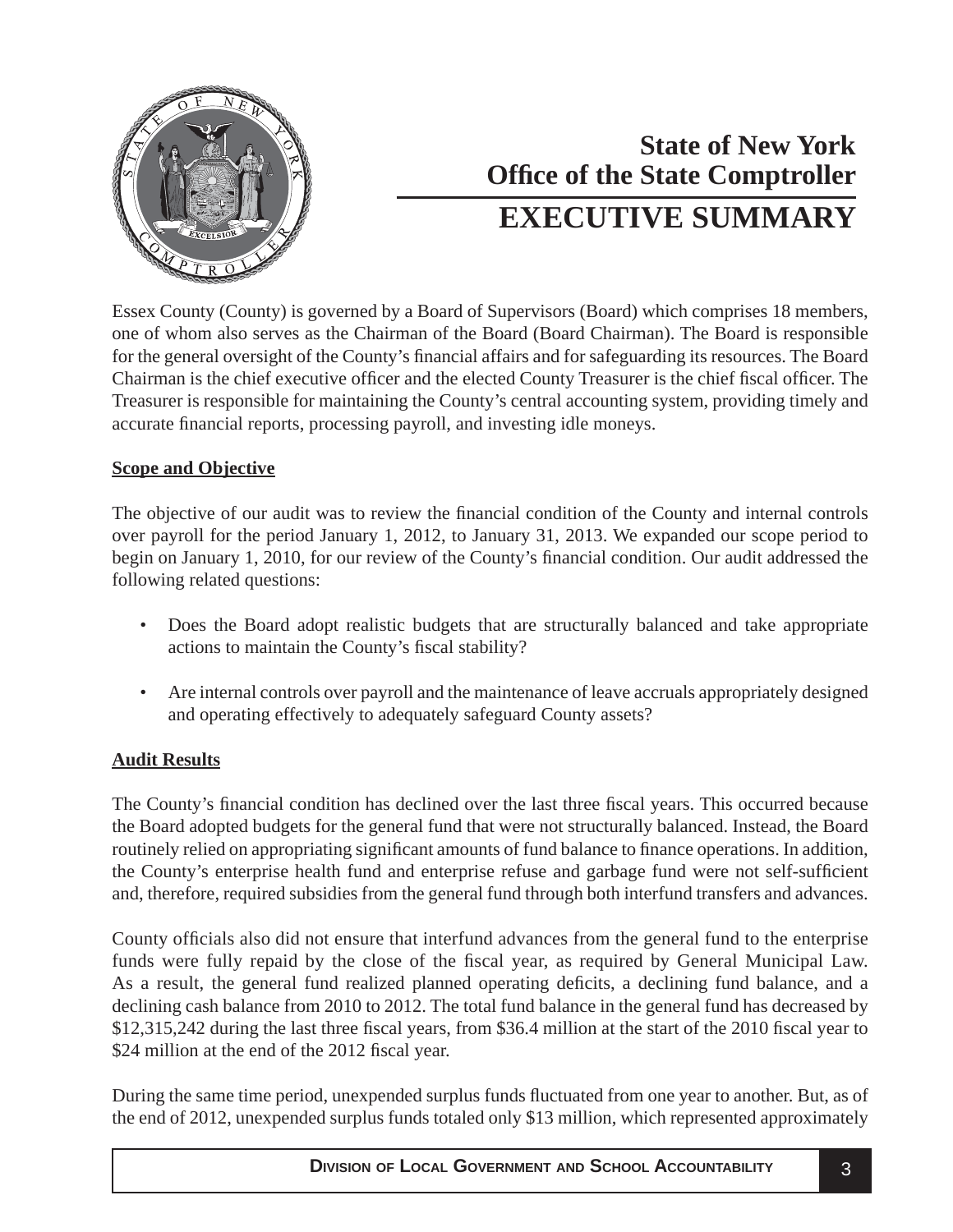# State of New York
# Office of the State Comptroller
# EXECUTIVE SUMMARY

Essex County (County) is governed by a Board of Supervisors (Board) which comprises 18 members, one of whom also serves as the Chairman of the Board (Board Chairman). The Board is responsible for the general oversight of the County's financial affairs and for safeguarding its resources. The Board Chairman is the chief executive officer and the elected County Treasurer is the chief fiscal officer. The Treasurer is responsible for maintaining the County's central accounting system, providing timely and accurate financial reports, processing payroll, and investing idle moneys.

## Scope and Objective

The objective of our audit was to review the financial condition of the County and internal controls over payroll for the period January 1, 2012, to January 31, 2013. We expanded our scope period to begin on January 1, 2010, for our review of the County's financial condition. Our audit addressed the following related questions:

- Does the Board adopt realistic budgets that are structurally balanced and take appropriate actions to maintain the County's fiscal stability?
- Are internal controls over payroll and the maintenance of leave accruals appropriately designed and operating effectively to adequately safeguard County assets?

## Audit Results

The County's financial condition has declined over the last three fiscal years. This occurred because the Board adopted budgets for the general fund that were not structurally balanced. Instead, the Board routinely relied on appropriating significant amounts of fund balance to finance operations. In addition, the County's enterprise health fund and enterprise refuse and garbage fund were not self-sufficient and, therefore, required subsidies from the general fund through both interfund transfers and advances.

County officials also did not ensure that interfund advances from the general fund to the enterprise funds were fully repaid by the close of the fiscal year, as required by General Municipal Law. As a result, the general fund realized planned operating deficits, a declining fund balance, and a declining cash balance from 2010 to 2012. The total fund balance in the general fund has decreased by $12,315,242 during the last three fiscal years, from $36.4 million at the start of the 2010 fiscal year to $24 million at the end of the 2012 fiscal year.

During the same time period, unexpended surplus funds fluctuated from one year to another. But, as of the end of 2012, unexpended surplus funds totaled only $13 million, which represented approximately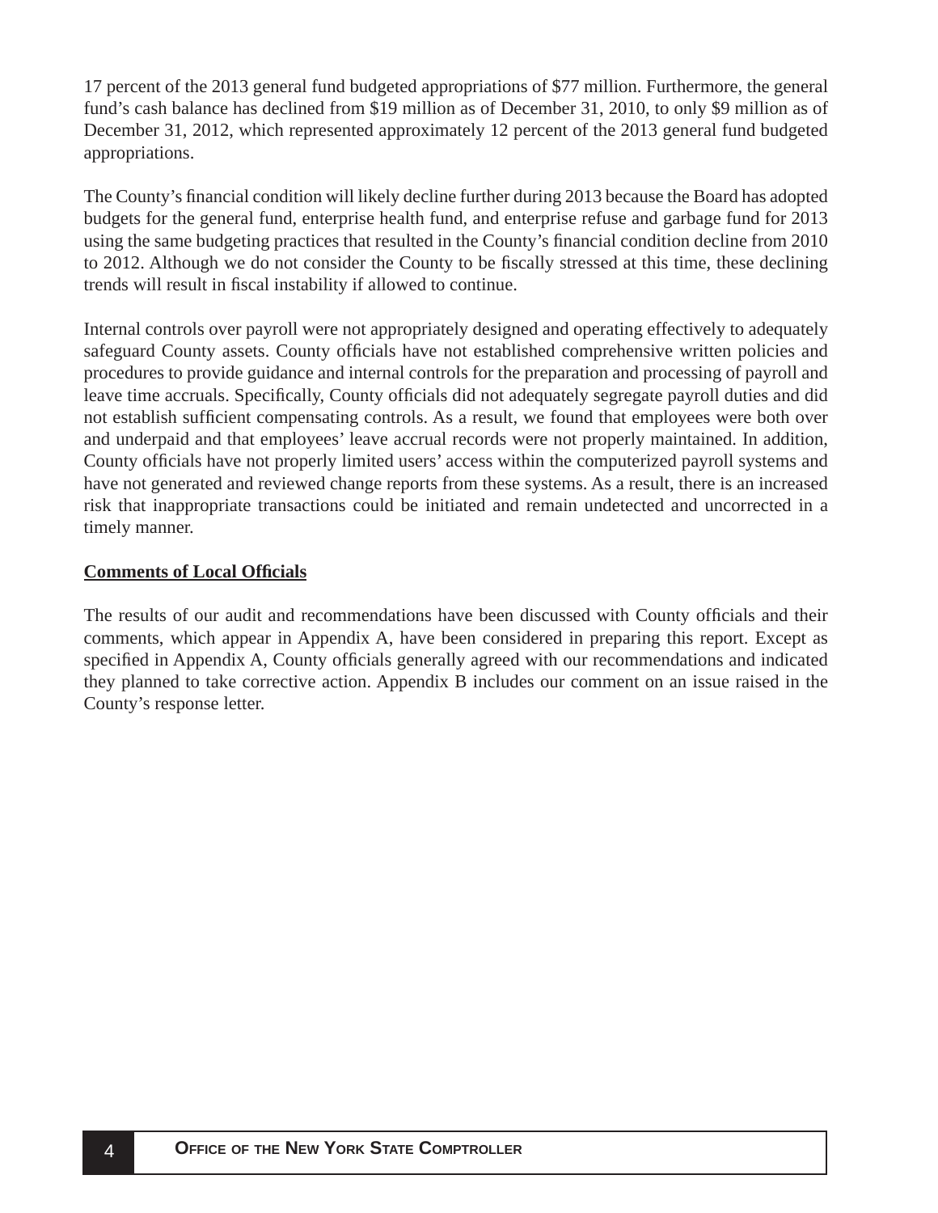17 percent of the 2013 general fund budgeted appropriations of $77 million. Furthermore, the general fund's cash balance has declined from $19 million as of December 31, 2010, to only $9 million as of December 31, 2012, which represented approximately 12 percent of the 2013 general fund budgeted appropriations.

The County's financial condition will likely decline further during 2013 because the Board has adopted budgets for the general fund, enterprise health fund, and enterprise refuse and garbage fund for 2013 using the same budgeting practices that resulted in the County's financial condition decline from 2010 to 2012. Although we do not consider the County to be fiscally stressed at this time, these declining trends will result in fiscal instability if allowed to continue.

Internal controls over payroll were not appropriately designed and operating effectively to adequately safeguard County assets. County officials have not established comprehensive written policies and procedures to provide guidance and internal controls for the preparation and processing of payroll and leave time accruals. Specifically, County officials did not adequately segregate payroll duties and did not establish sufficient compensating controls. As a result, we found that employees were both over and underpaid and that employees' leave accrual records were not properly maintained. In addition, County officials have not properly limited users' access within the computerized payroll systems and have not generated and reviewed change reports from these systems. As a result, there is an increased risk that inappropriate transactions could be initiated and remain undetected and uncorrected in a timely manner.

**Comments of Local Officials**

The results of our audit and recommendations have been discussed with County officials and their comments, which appear in Appendix A, have been considered in preparing this report. Except as specified in Appendix A, County officials generally agreed with our recommendations and indicated they planned to take corrective action. Appendix B includes our comment on an issue raised in the County's response letter.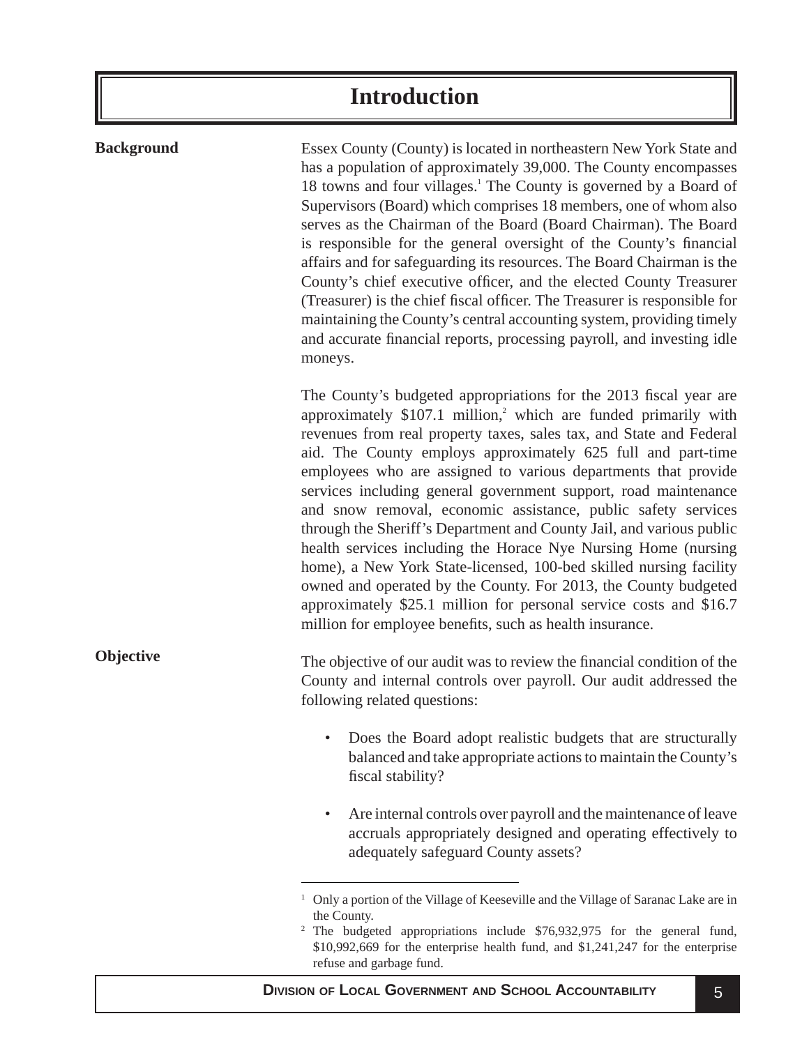# Introduction

## Background

Essex County (County) is located in northeastern New York State and has a population of approximately 39,000. The County encompasses 18 towns and four villages.[1] The County is governed by a Board of Supervisors (Board) which comprises 18 members, one of whom also serves as the Chairman of the Board (Board Chairman). The Board is responsible for the general oversight of the County's financial affairs and for safeguarding its resources. The Board Chairman is the County's chief executive officer, and the elected County Treasurer (Treasurer) is the chief fiscal officer. The Treasurer is responsible for maintaining the County's central accounting system, providing timely and accurate financial reports, processing payroll, and investing idle moneys.

The County's budgeted appropriations for the 2013 fiscal year are approximately \$107.1 million,[2] which are funded primarily with revenues from real property taxes, sales tax, and State and Federal aid. The County employs approximately 625 full and part-time employees who are assigned to various departments that provide services including general government support, road maintenance and snow removal, economic assistance, public safety services through the Sheriff's Department and County Jail, and various public health services including the Horace Nye Nursing Home (nursing home), a New York State-licensed, 100-bed skilled nursing facility owned and operated by the County. For 2013, the County budgeted approximately \$25.1 million for personal service costs and \$16.7 million for employee benefits, such as health insurance.

## Objective

The objective of our audit was to review the financial condition of the County and internal controls over payroll. Our audit addressed the following related questions:

- Does the Board adopt realistic budgets that are structurally balanced and take appropriate actions to maintain the County's fiscal stability?
- Are internal controls over payroll and the maintenance of leave accruals appropriately designed and operating effectively to adequately safeguard County assets?

---

[1] Only a portion of the Village of Keeseville and the Village of Saranac Lake are in the County.

[2] The budgeted appropriations include \$76,932,975 for the general fund, \$10,992,669 for the enterprise health fund, and \$1,241,247 for the enterprise refuse and garbage fund.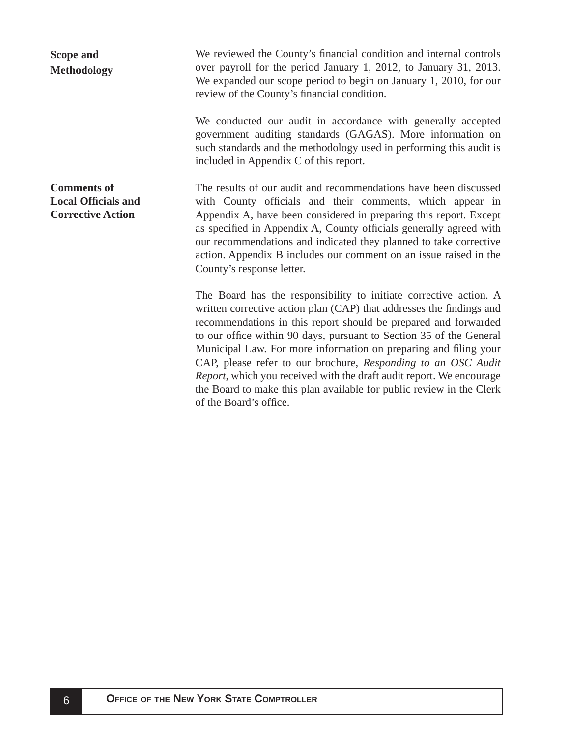## Scope and Methodology

We reviewed the County's financial condition and internal controls over payroll for the period January 1, 2012, to January 31, 2013. We expanded our scope period to begin on January 1, 2010, for our review of the County's financial condition.

We conducted our audit in accordance with generally accepted government auditing standards (GAGAS). More information on such standards and the methodology used in performing this audit is included in Appendix C of this report.

## Comments of Local Officials and Corrective Action

The results of our audit and recommendations have been discussed with County officials and their comments, which appear in Appendix A, have been considered in preparing this report. Except as specified in Appendix A, County officials generally agreed with our recommendations and indicated they planned to take corrective action. Appendix B includes our comment on an issue raised in the County's response letter.

The Board has the responsibility to initiate corrective action. A written corrective action plan (CAP) that addresses the findings and recommendations in this report should be prepared and forwarded to our office within 90 days, pursuant to Section 35 of the General Municipal Law. For more information on preparing and filing your CAP, please refer to our brochure, *Responding to an OSC Audit Report*, which you received with the draft audit report. We encourage the Board to make this plan available for public review in the Clerk of the Board's office.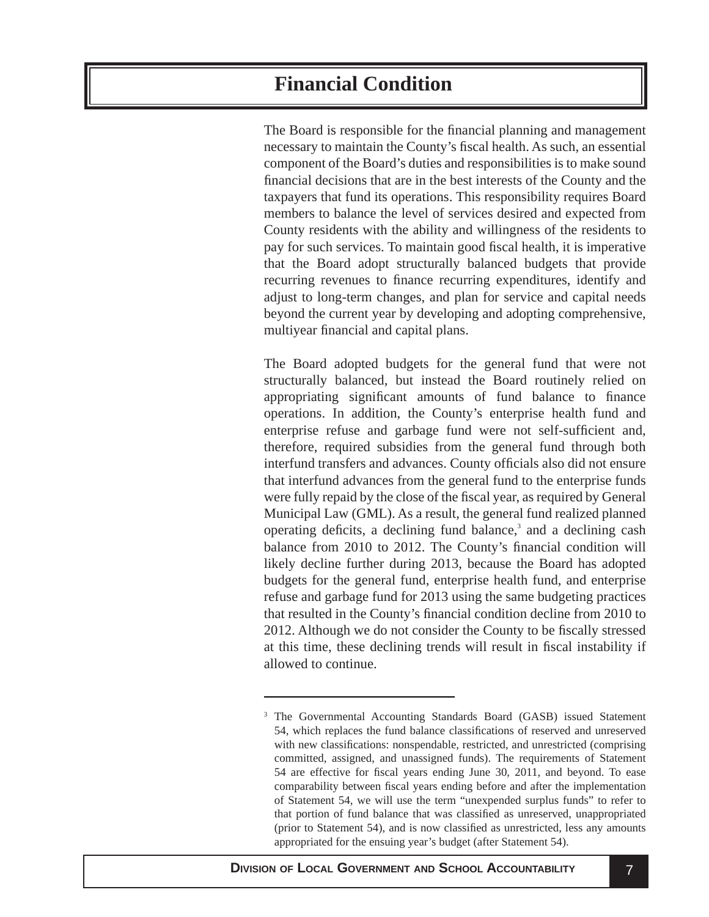# Financial Condition

The Board is responsible for the financial planning and management necessary to maintain the County's fiscal health. As such, an essential component of the Board's duties and responsibilities is to make sound financial decisions that are in the best interests of the County and the taxpayers that fund its operations. This responsibility requires Board members to balance the level of services desired and expected from County residents with the ability and willingness of the residents to pay for such services. To maintain good fiscal health, it is imperative that the Board adopt structurally balanced budgets that provide recurring revenues to finance recurring expenditures, identify and adjust to long-term changes, and plan for service and capital needs beyond the current year by developing and adopting comprehensive, multiyear financial and capital plans.

The Board adopted budgets for the general fund that were not structurally balanced, but instead the Board routinely relied on appropriating significant amounts of fund balance to finance operations. In addition, the County's enterprise health fund and enterprise refuse and garbage fund were not self-sufficient and, therefore, required subsidies from the general fund through both interfund transfers and advances. County officials also did not ensure that interfund advances from the general fund to the enterprise funds were fully repaid by the close of the fiscal year, as required by General Municipal Law (GML). As a result, the general fund realized planned operating deficits, a declining fund balance,[3] and a declining cash balance from 2010 to 2012. The County's financial condition will likely decline further during 2013, because the Board has adopted budgets for the general fund, enterprise health fund, and enterprise refuse and garbage fund for 2013 using the same budgeting practices that resulted in the County's financial condition decline from 2010 to 2012. Although we do not consider the County to be fiscally stressed at this time, these declining trends will result in fiscal instability if allowed to continue.

---

[3] The Governmental Accounting Standards Board (GASB) issued Statement 54, which replaces the fund balance classifications of reserved and unreserved with new classifications: nonspendable, restricted, and unrestricted (comprising committed, assigned, and unassigned funds). The requirements of Statement 54 are effective for fiscal years ending June 30, 2011, and beyond. To ease comparability between fiscal years ending before and after the implementation of Statement 54, we will use the term "unexpended surplus funds" to refer to that portion of fund balance that was classified as unreserved, unappropriated (prior to Statement 54), and is now classified as unrestricted, less any amounts appropriated for the ensuing year's budget (after Statement 54).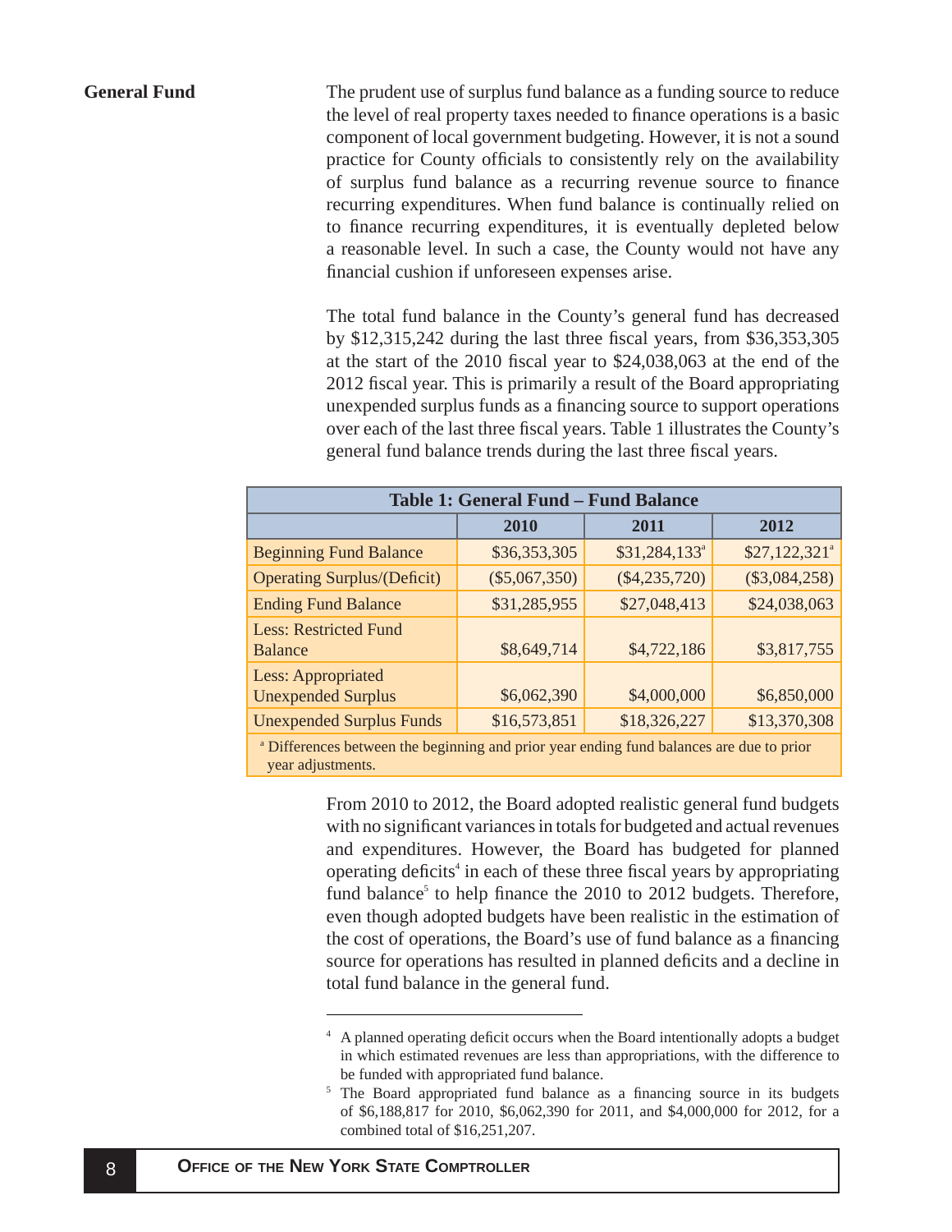## General Fund

The prudent use of surplus fund balance as a funding source to reduce the level of real property taxes needed to finance operations is a basic component of local government budgeting. However, it is not a sound practice for County officials to consistently rely on the availability of surplus fund balance as a recurring revenue source to finance recurring expenditures. When fund balance is continually relied on to finance recurring expenditures, it is eventually depleted below a reasonable level. In such a case, the County would not have any financial cushion if unforeseen expenses arise.

The total fund balance in the County's general fund has decreased by $12,315,242 during the last three fiscal years, from $36,353,305 at the start of the 2010 fiscal year to $24,038,063 at the end of the 2012 fiscal year. This is primarily a result of the Board appropriating unexpended surplus funds as a financing source to support operations over each of the last three fiscal years. Table 1 illustrates the County's general fund balance trends during the last three fiscal years.

| Table 1: General Fund – Fund Balance | | | |
|---|---|---|---|
| | 2010 | 2011 | 2012 |
| Beginning Fund Balance | $36,353,305 | $31,284,133[a] | $27,122,321[a] |
| Operating Surplus/(Deficit) | ($5,067,350) | ($4,235,720) | ($3,084,258) |
| Ending Fund Balance | $31,285,955 | $27,048,413 | $24,038,063 |
| Less: Restricted Fund Balance | $8,649,714 | $4,722,186 | $3,817,755 |
| Less: Appropriated Unexpended Surplus | $6,062,390 | $4,000,000 | $6,850,000 |
| Unexpended Surplus Funds | $16,573,851 | $18,326,227 | $13,370,308 |

[a] Differences between the beginning and prior year ending fund balances are due to prior year adjustments.

From 2010 to 2012, the Board adopted realistic general fund budgets with no significant variances in totals for budgeted and actual revenues and expenditures. However, the Board has budgeted for planned operating deficits[4] in each of these three fiscal years by appropriating fund balance[5] to help finance the 2010 to 2012 budgets. Therefore, even though adopted budgets have been realistic in the estimation of the cost of operations, the Board's use of fund balance as a financing source for operations has resulted in planned deficits and a decline in total fund balance in the general fund.

---

[4] A planned operating deficit occurs when the Board intentionally adopts a budget in which estimated revenues are less than appropriations, with the difference to be funded with appropriated fund balance.

[5] The Board appropriated fund balance as a financing source in its budgets of $6,188,817 for 2010, $6,062,390 for 2011, and $4,000,000 for 2012, for a combined total of $16,251,207.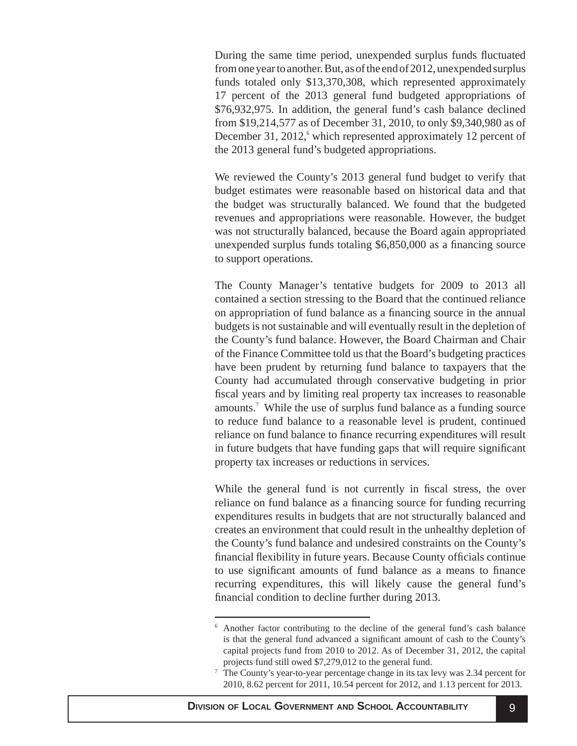During the same time period, unexpended surplus funds fluctuated from one year to another. But, as of the end of 2012, unexpended surplus funds totaled only $13,370,308, which represented approximately 17 percent of the 2013 general fund budgeted appropriations of $76,932,975. In addition, the general fund's cash balance declined from $19,214,577 as of December 31, 2010, to only $9,340,980 as of December 31, 2012,[6] which represented approximately 12 percent of the 2013 general fund's budgeted appropriations.

We reviewed the County's 2013 general fund budget to verify that budget estimates were reasonable based on historical data and that the budget was structurally balanced. We found that the budgeted revenues and appropriations were reasonable. However, the budget was not structurally balanced, because the Board again appropriated unexpended surplus funds totaling $6,850,000 as a financing source to support operations.

The County Manager's tentative budgets for 2009 to 2013 all contained a section stressing to the Board that the continued reliance on appropriation of fund balance as a financing source in the annual budgets is not sustainable and will eventually result in the depletion of the County's fund balance. However, the Board Chairman and Chair of the Finance Committee told us that the Board's budgeting practices have been prudent by returning fund balance to taxpayers that the County had accumulated through conservative budgeting in prior fiscal years and by limiting real property tax increases to reasonable amounts.[7] While the use of surplus fund balance as a funding source to reduce fund balance to a reasonable level is prudent, continued reliance on fund balance to finance recurring expenditures will result in future budgets that have funding gaps that will require significant property tax increases or reductions in services.

While the general fund is not currently in fiscal stress, the over reliance on fund balance as a financing source for funding recurring expenditures results in budgets that are not structurally balanced and creates an environment that could result in the unhealthy depletion of the County's fund balance and undesired constraints on the County's financial flexibility in future years. Because County officials continue to use significant amounts of fund balance as a means to finance recurring expenditures, this will likely cause the general fund's financial condition to decline further during 2013.

---

[6] Another factor contributing to the decline of the general fund's cash balance is that the general fund advanced a significant amount of cash to the County's capital projects fund from 2010 to 2012. As of December 31, 2012, the capital projects fund still owed $7,279,012 to the general fund.

[7] The County's year-to-year percentage change in its tax levy was 2.34 percent for 2010, 8.62 percent for 2011, 10.54 percent for 2012, and 1.13 percent for 2013.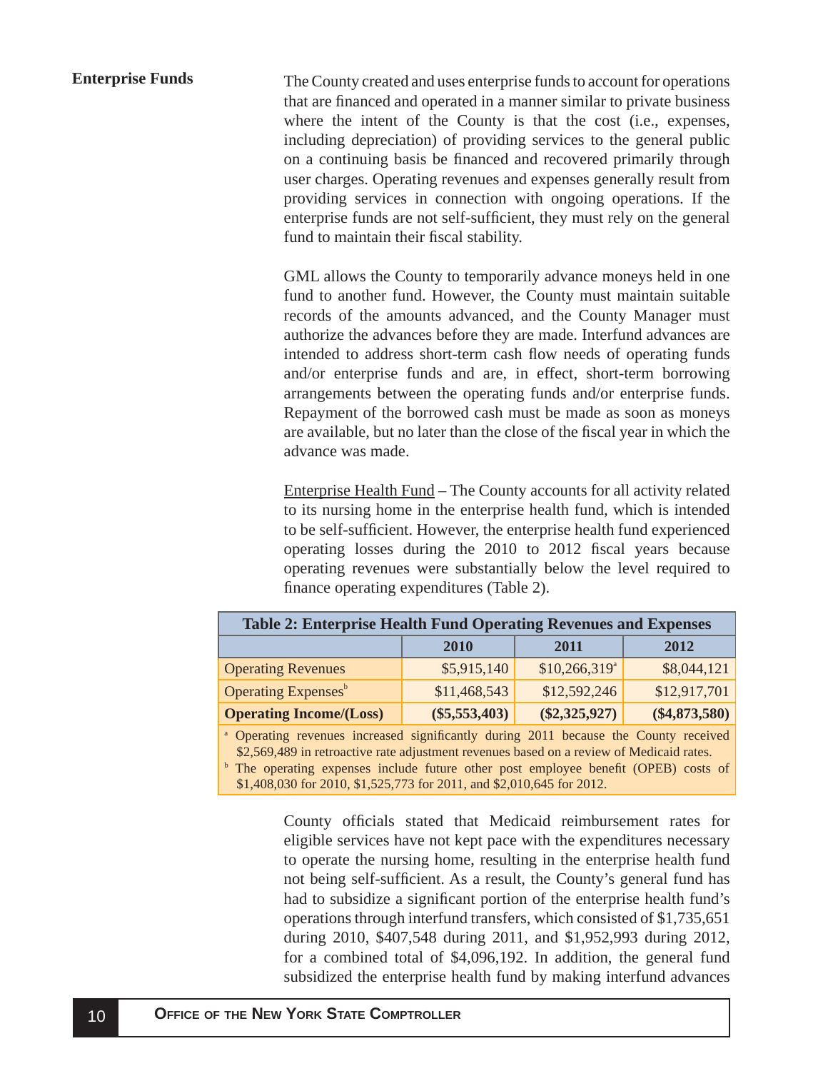## Enterprise Funds

The County created and uses enterprise funds to account for operations that are financed and operated in a manner similar to private business where the intent of the County is that the cost (i.e., expenses, including depreciation) of providing services to the general public on a continuing basis be financed and recovered primarily through user charges. Operating revenues and expenses generally result from providing services in connection with ongoing operations. If the enterprise funds are not self-sufficient, they must rely on the general fund to maintain their fiscal stability.

GML allows the County to temporarily advance moneys held in one fund to another fund. However, the County must maintain suitable records of the amounts advanced, and the County Manager must authorize the advances before they are made. Interfund advances are intended to address short-term cash flow needs of operating funds and/or enterprise funds and are, in effect, short-term borrowing arrangements between the operating funds and/or enterprise funds. Repayment of the borrowed cash must be made as soon as moneys are available, but no later than the close of the fiscal year in which the advance was made.

Enterprise Health Fund – The County accounts for all activity related to its nursing home in the enterprise health fund, which is intended to be self-sufficient. However, the enterprise health fund experienced operating losses during the 2010 to 2012 fiscal years because operating revenues were substantially below the level required to finance operating expenditures (Table 2).

**Table 2: Enterprise Health Fund Operating Revenues and Expenses**

| | 2010 | 2011 | 2012 |
|---|---|---|---|
| Operating Revenues | $5,915,140 | $10,266,319[a] | $8,044,121 |
| Operating Expenses[b] | $11,468,543 | $12,592,246 | $12,917,701 |
| **Operating Income/(Loss)** | **($5,553,403)** | **($2,325,927)** | **($4,873,580)** |

[a] Operating revenues increased significantly during 2011 because the County received $2,569,489 in retroactive rate adjustment revenues based on a review of Medicaid rates.

[b] The operating expenses include future other post employee benefit (OPEB) costs of $1,408,030 for 2010, $1,525,773 for 2011, and $2,010,645 for 2012.

County officials stated that Medicaid reimbursement rates for eligible services have not kept pace with the expenditures necessary to operate the nursing home, resulting in the enterprise health fund not being self-sufficient. As a result, the County's general fund has had to subsidize a significant portion of the enterprise health fund's operations through interfund transfers, which consisted of $1,735,651 during 2010, $407,548 during 2011, and $1,952,993 during 2012, for a combined total of $4,096,192. In addition, the general fund subsidized the enterprise health fund by making interfund advances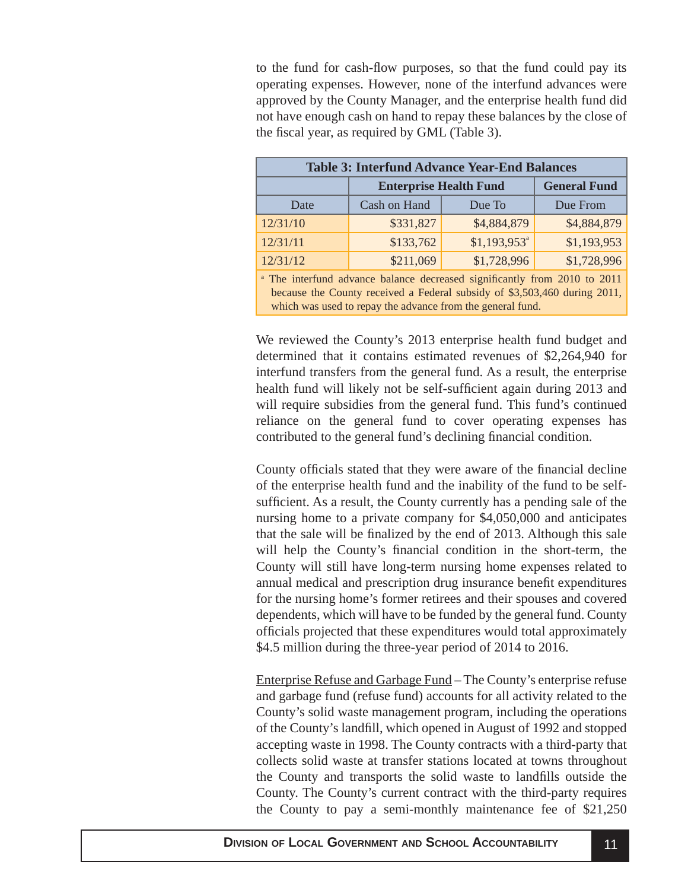to the fund for cash-flow purposes, so that the fund could pay its operating expenses. However, none of the interfund advances were approved by the County Manager, and the enterprise health fund did not have enough cash on hand to repay these balances by the close of the fiscal year, as required by GML (Table 3).

| Table 3: Interfund Advance Year-End Balances | | | |
|---|---|---|---|
| | Enterprise Health Fund | | General Fund |
| Date | Cash on Hand | Due To | Due From |
| 12/31/10 | $331,827 | $4,884,879 | $4,884,879 |
| 12/31/11 | $133,762 | $1,193,953[a] | $1,193,953 |
| 12/31/12 | $211,069 | $1,728,996 | $1,728,996 |

[a] The interfund advance balance decreased significantly from 2010 to 2011 because the County received a Federal subsidy of $3,503,460 during 2011, which was used to repay the advance from the general fund.

We reviewed the County's 2013 enterprise health fund budget and determined that it contains estimated revenues of $2,264,940 for interfund transfers from the general fund. As a result, the enterprise health fund will likely not be self-sufficient again during 2013 and will require subsidies from the general fund. This fund's continued reliance on the general fund to cover operating expenses has contributed to the general fund's declining financial condition.

County officials stated that they were aware of the financial decline of the enterprise health fund and the inability of the fund to be self-sufficient. As a result, the County currently has a pending sale of the nursing home to a private company for $4,050,000 and anticipates that the sale will be finalized by the end of 2013. Although this sale will help the County's financial condition in the short-term, the County will still have long-term nursing home expenses related to annual medical and prescription drug insurance benefit expenditures for the nursing home's former retirees and their spouses and covered dependents, which will have to be funded by the general fund. County officials projected that these expenditures would total approximately $4.5 million during the three-year period of 2014 to 2016.

Enterprise Refuse and Garbage Fund – The County's enterprise refuse and garbage fund (refuse fund) accounts for all activity related to the County's solid waste management program, including the operations of the County's landfill, which opened in August of 1992 and stopped accepting waste in 1998. The County contracts with a third-party that collects solid waste at transfer stations located at towns throughout the County and transports the solid waste to landfills outside the County. The County's current contract with the third-party requires the County to pay a semi-monthly maintenance fee of $21,250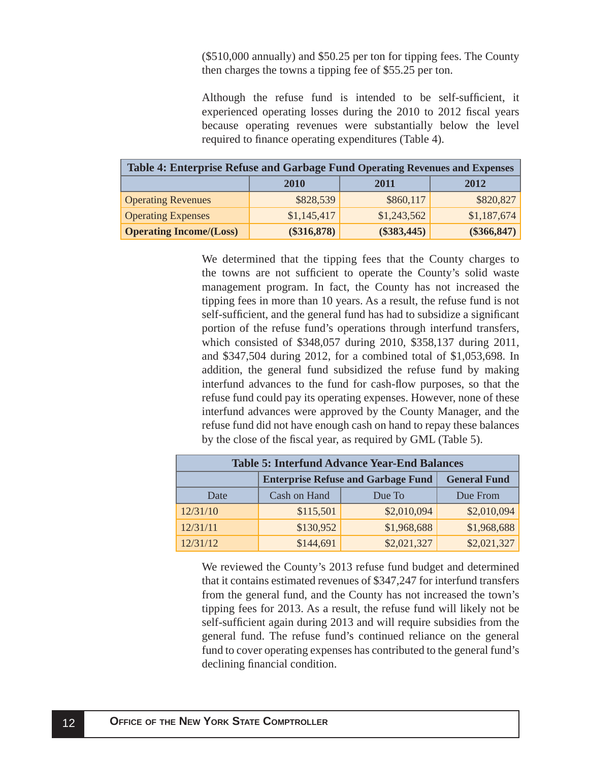($510,000 annually) and $50.25 per ton for tipping fees. The County then charges the towns a tipping fee of $55.25 per ton.

Although the refuse fund is intended to be self-sufficient, it experienced operating losses during the 2010 to 2012 fiscal years because operating revenues were substantially below the level required to finance operating expenditures (Table 4).

| Table 4: Enterprise Refuse and Garbage Fund Operating Revenues and Expenses | | | |
|---|---|---|---|
| | 2010 | 2011 | 2012 |
| Operating Revenues | $828,539 | $860,117 | $820,827 |
| Operating Expenses | $1,145,417 | $1,243,562 | $1,187,674 |
| **Operating Income/(Loss)** | **($316,878)** | **($383,445)** | **($366,847)** |

We determined that the tipping fees that the County charges to the towns are not sufficient to operate the County's solid waste management program. In fact, the County has not increased the tipping fees in more than 10 years. As a result, the refuse fund is not self-sufficient, and the general fund has had to subsidize a significant portion of the refuse fund's operations through interfund transfers, which consisted of $348,057 during 2010, $358,137 during 2011, and $347,504 during 2012, for a combined total of $1,053,698. In addition, the general fund subsidized the refuse fund by making interfund advances to the fund for cash-flow purposes, so that the refuse fund could pay its operating expenses. However, none of these interfund advances were approved by the County Manager, and the refuse fund did not have enough cash on hand to repay these balances by the close of the fiscal year, as required by GML (Table 5).

| Table 5: Interfund Advance Year-End Balances | | | |
|---|---|---|---|
| | Enterprise Refuse and Garbage Fund | | General Fund |
| Date | Cash on Hand | Due To | Due From |
| 12/31/10 | $115,501 | $2,010,094 | $2,010,094 |
| 12/31/11 | $130,952 | $1,968,688 | $1,968,688 |
| 12/31/12 | $144,691 | $2,021,327 | $2,021,327 |

We reviewed the County's 2013 refuse fund budget and determined that it contains estimated revenues of $347,247 for interfund transfers from the general fund, and the County has not increased the town's tipping fees for 2013. As a result, the refuse fund will likely not be self-sufficient again during 2013 and will require subsidies from the general fund. The refuse fund's continued reliance on the general fund to cover operating expenses has contributed to the general fund's declining financial condition.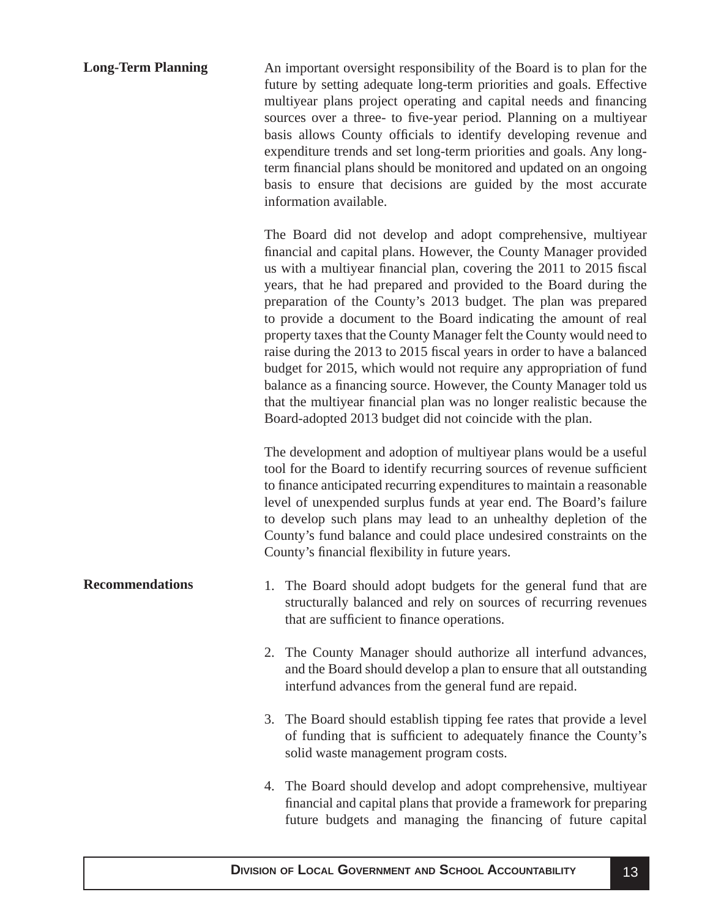## Long-Term Planning

An important oversight responsibility of the Board is to plan for the future by setting adequate long-term priorities and goals. Effective multiyear plans project operating and capital needs and financing sources over a three- to five-year period. Planning on a multiyear basis allows County officials to identify developing revenue and expenditure trends and set long-term priorities and goals. Any long-term financial plans should be monitored and updated on an ongoing basis to ensure that decisions are guided by the most accurate information available.

The Board did not develop and adopt comprehensive, multiyear financial and capital plans. However, the County Manager provided us with a multiyear financial plan, covering the 2011 to 2015 fiscal years, that he had prepared and provided to the Board during the preparation of the County's 2013 budget. The plan was prepared to provide a document to the Board indicating the amount of real property taxes that the County Manager felt the County would need to raise during the 2013 to 2015 fiscal years in order to have a balanced budget for 2015, which would not require any appropriation of fund balance as a financing source. However, the County Manager told us that the multiyear financial plan was no longer realistic because the Board-adopted 2013 budget did not coincide with the plan.

The development and adoption of multiyear plans would be a useful tool for the Board to identify recurring sources of revenue sufficient to finance anticipated recurring expenditures to maintain a reasonable level of unexpended surplus funds at year end. The Board's failure to develop such plans may lead to an unhealthy depletion of the County's fund balance and could place undesired constraints on the County's financial flexibility in future years.

## Recommendations

1. The Board should adopt budgets for the general fund that are structurally balanced and rely on sources of recurring revenues that are sufficient to finance operations.

2. The County Manager should authorize all interfund advances, and the Board should develop a plan to ensure that all outstanding interfund advances from the general fund are repaid.

3. The Board should establish tipping fee rates that provide a level of funding that is sufficient to adequately finance the County's solid waste management program costs.

4. The Board should develop and adopt comprehensive, multiyear financial and capital plans that provide a framework for preparing future budgets and managing the financing of future capital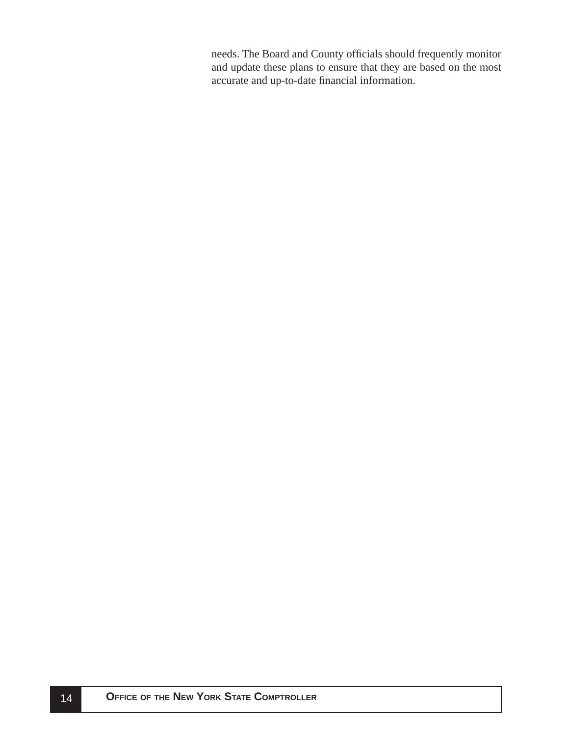needs. The Board and County officials should frequently monitor and update these plans to ensure that they are based on the most accurate and up-to-date financial information.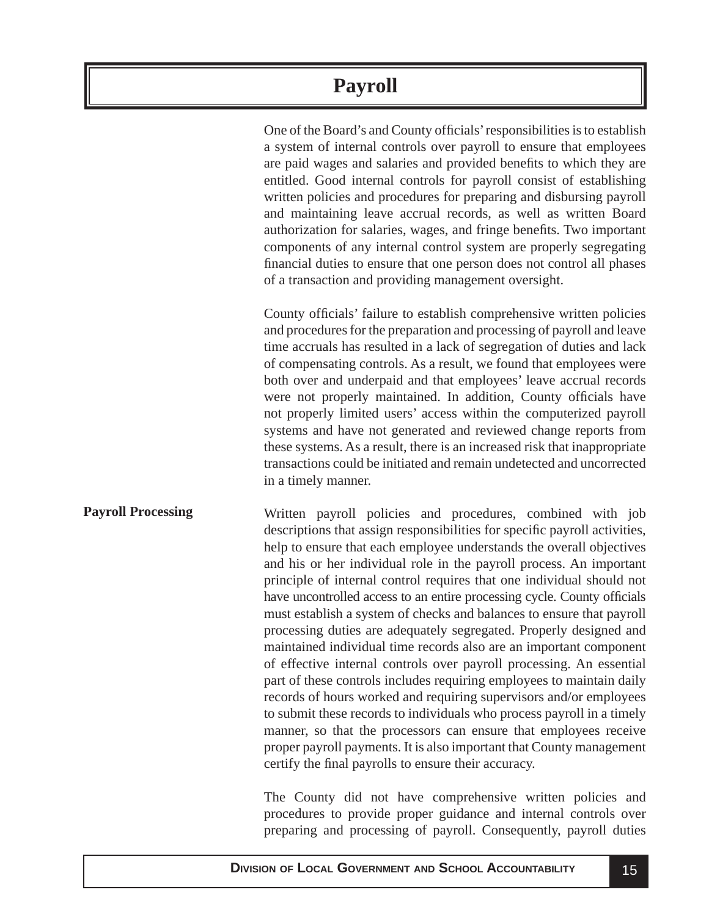# Payroll

One of the Board's and County officials' responsibilities is to establish a system of internal controls over payroll to ensure that employees are paid wages and salaries and provided benefits to which they are entitled. Good internal controls for payroll consist of establishing written policies and procedures for preparing and disbursing payroll and maintaining leave accrual records, as well as written Board authorization for salaries, wages, and fringe benefits. Two important components of any internal control system are properly segregating financial duties to ensure that one person does not control all phases of a transaction and providing management oversight.

County officials' failure to establish comprehensive written policies and procedures for the preparation and processing of payroll and leave time accruals has resulted in a lack of segregation of duties and lack of compensating controls. As a result, we found that employees were both over and underpaid and that employees' leave accrual records were not properly maintained. In addition, County officials have not properly limited users' access within the computerized payroll systems and have not generated and reviewed change reports from these systems. As a result, there is an increased risk that inappropriate transactions could be initiated and remain undetected and uncorrected in a timely manner.

## Payroll Processing

Written payroll policies and procedures, combined with job descriptions that assign responsibilities for specific payroll activities, help to ensure that each employee understands the overall objectives and his or her individual role in the payroll process. An important principle of internal control requires that one individual should not have uncontrolled access to an entire processing cycle. County officials must establish a system of checks and balances to ensure that payroll processing duties are adequately segregated. Properly designed and maintained individual time records also are an important component of effective internal controls over payroll processing. An essential part of these controls includes requiring employees to maintain daily records of hours worked and requiring supervisors and/or employees to submit these records to individuals who process payroll in a timely manner, so that the processors can ensure that employees receive proper payroll payments. It is also important that County management certify the final payrolls to ensure their accuracy.

The County did not have comprehensive written policies and procedures to provide proper guidance and internal controls over preparing and processing of payroll. Consequently, payroll duties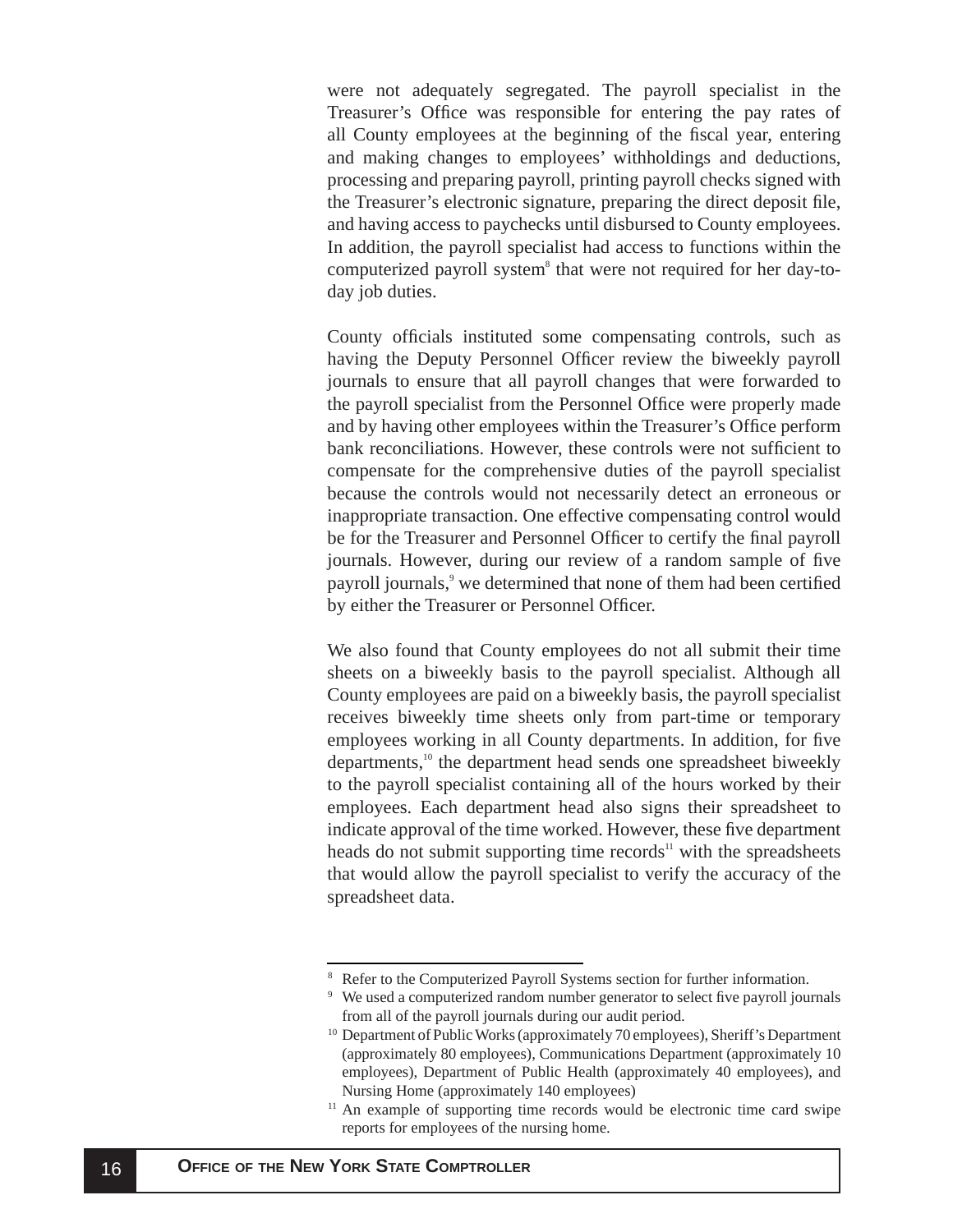were not adequately segregated. The payroll specialist in the Treasurer's Office was responsible for entering the pay rates of all County employees at the beginning of the fiscal year, entering and making changes to employees' withholdings and deductions, processing and preparing payroll, printing payroll checks signed with the Treasurer's electronic signature, preparing the direct deposit file, and having access to paychecks until disbursed to County employees. In addition, the payroll specialist had access to functions within the computerized payroll system[8] that were not required for her day-to-day job duties.

County officials instituted some compensating controls, such as having the Deputy Personnel Officer review the biweekly payroll journals to ensure that all payroll changes that were forwarded to the payroll specialist from the Personnel Office were properly made and by having other employees within the Treasurer's Office perform bank reconciliations. However, these controls were not sufficient to compensate for the comprehensive duties of the payroll specialist because the controls would not necessarily detect an erroneous or inappropriate transaction. One effective compensating control would be for the Treasurer and Personnel Officer to certify the final payroll journals. However, during our review of a random sample of five payroll journals,[9] we determined that none of them had been certified by either the Treasurer or Personnel Officer.

We also found that County employees do not all submit their time sheets on a biweekly basis to the payroll specialist. Although all County employees are paid on a biweekly basis, the payroll specialist receives biweekly time sheets only from part-time or temporary employees working in all County departments. In addition, for five departments,[10] the department head sends one spreadsheet biweekly to the payroll specialist containing all of the hours worked by their employees. Each department head also signs their spreadsheet to indicate approval of the time worked. However, these five department heads do not submit supporting time records[11] with the spreadsheets that would allow the payroll specialist to verify the accuracy of the spreadsheet data.

---

[8] Refer to the Computerized Payroll Systems section for further information.

[9] We used a computerized random number generator to select five payroll journals from all of the payroll journals during our audit period.

[10] Department of Public Works (approximately 70 employees), Sheriff's Department (approximately 80 employees), Communications Department (approximately 10 employees), Department of Public Health (approximately 40 employees), and Nursing Home (approximately 140 employees)

[11] An example of supporting time records would be electronic time card swipe reports for employees of the nursing home.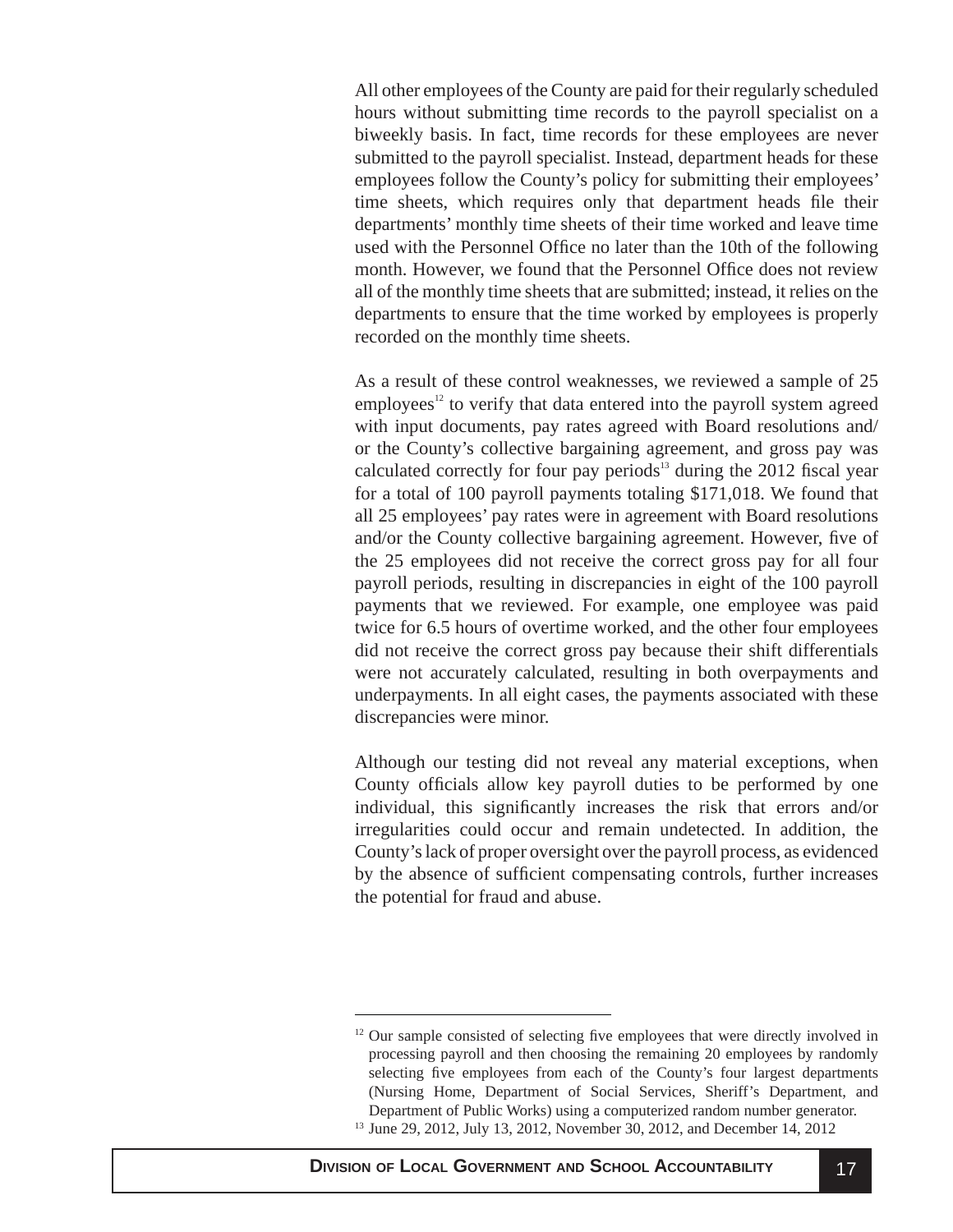All other employees of the County are paid for their regularly scheduled hours without submitting time records to the payroll specialist on a biweekly basis. In fact, time records for these employees are never submitted to the payroll specialist. Instead, department heads for these employees follow the County's policy for submitting their employees' time sheets, which requires only that department heads file their departments' monthly time sheets of their time worked and leave time used with the Personnel Office no later than the 10th of the following month. However, we found that the Personnel Office does not review all of the monthly time sheets that are submitted; instead, it relies on the departments to ensure that the time worked by employees is properly recorded on the monthly time sheets.

As a result of these control weaknesses, we reviewed a sample of 25 employees[12] to verify that data entered into the payroll system agreed with input documents, pay rates agreed with Board resolutions and/or the County's collective bargaining agreement, and gross pay was calculated correctly for four pay periods[13] during the 2012 fiscal year for a total of 100 payroll payments totaling $171,018. We found that all 25 employees' pay rates were in agreement with Board resolutions and/or the County collective bargaining agreement. However, five of the 25 employees did not receive the correct gross pay for all four payroll periods, resulting in discrepancies in eight of the 100 payroll payments that we reviewed. For example, one employee was paid twice for 6.5 hours of overtime worked, and the other four employees did not receive the correct gross pay because their shift differentials were not accurately calculated, resulting in both overpayments and underpayments. In all eight cases, the payments associated with these discrepancies were minor.

Although our testing did not reveal any material exceptions, when County officials allow key payroll duties to be performed by one individual, this significantly increases the risk that errors and/or irregularities could occur and remain undetected. In addition, the County's lack of proper oversight over the payroll process, as evidenced by the absence of sufficient compensating controls, further increases the potential for fraud and abuse.

---

[12] Our sample consisted of selecting five employees that were directly involved in processing payroll and then choosing the remaining 20 employees by randomly selecting five employees from each of the County's four largest departments (Nursing Home, Department of Social Services, Sheriff's Department, and Department of Public Works) using a computerized random number generator.

[13] June 29, 2012, July 13, 2012, November 30, 2012, and December 14, 2012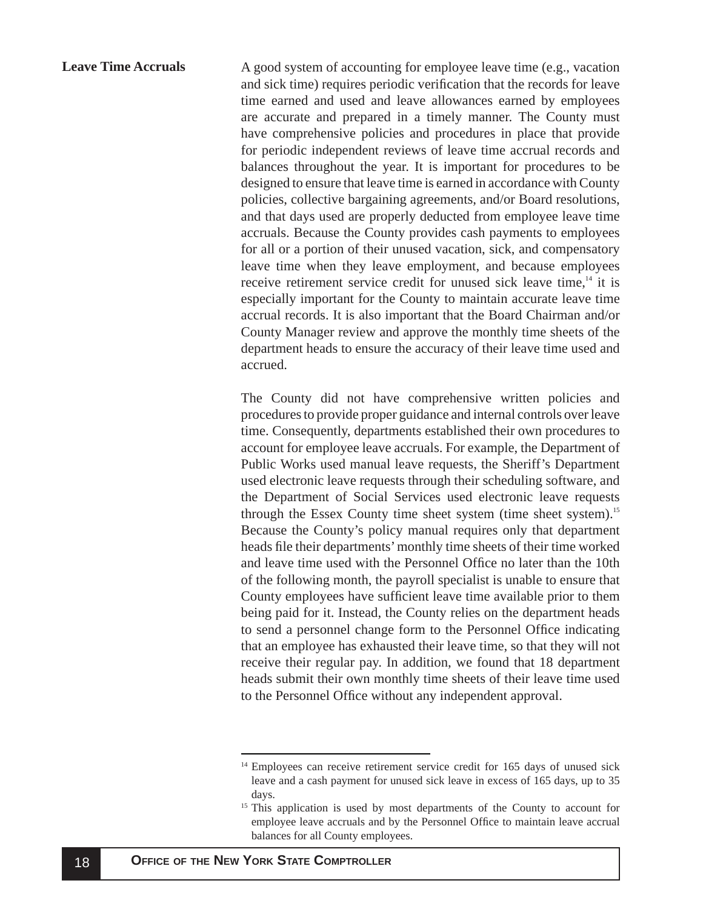## Leave Time Accruals

A good system of accounting for employee leave time (e.g., vacation and sick time) requires periodic verification that the records for leave time earned and used and leave allowances earned by employees are accurate and prepared in a timely manner. The County must have comprehensive policies and procedures in place that provide for periodic independent reviews of leave time accrual records and balances throughout the year. It is important for procedures to be designed to ensure that leave time is earned in accordance with County policies, collective bargaining agreements, and/or Board resolutions, and that days used are properly deducted from employee leave time accruals. Because the County provides cash payments to employees for all or a portion of their unused vacation, sick, and compensatory leave time when they leave employment, and because employees receive retirement service credit for unused sick leave time,[14] it is especially important for the County to maintain accurate leave time accrual records. It is also important that the Board Chairman and/or County Manager review and approve the monthly time sheets of the department heads to ensure the accuracy of their leave time used and accrued.

The County did not have comprehensive written policies and procedures to provide proper guidance and internal controls over leave time. Consequently, departments established their own procedures to account for employee leave accruals. For example, the Department of Public Works used manual leave requests, the Sheriff's Department used electronic leave requests through their scheduling software, and the Department of Social Services used electronic leave requests through the Essex County time sheet system (time sheet system).[15] Because the County's policy manual requires only that department heads file their departments' monthly time sheets of their time worked and leave time used with the Personnel Office no later than the 10th of the following month, the payroll specialist is unable to ensure that County employees have sufficient leave time available prior to them being paid for it. Instead, the County relies on the department heads to send a personnel change form to the Personnel Office indicating that an employee has exhausted their leave time, so that they will not receive their regular pay. In addition, we found that 18 department heads submit their own monthly time sheets of their leave time used to the Personnel Office without any independent approval.

---

[14] Employees can receive retirement service credit for 165 days of unused sick leave and a cash payment for unused sick leave in excess of 165 days, up to 35 days.

[15] This application is used by most departments of the County to account for employee leave accruals and by the Personnel Office to maintain leave accrual balances for all County employees.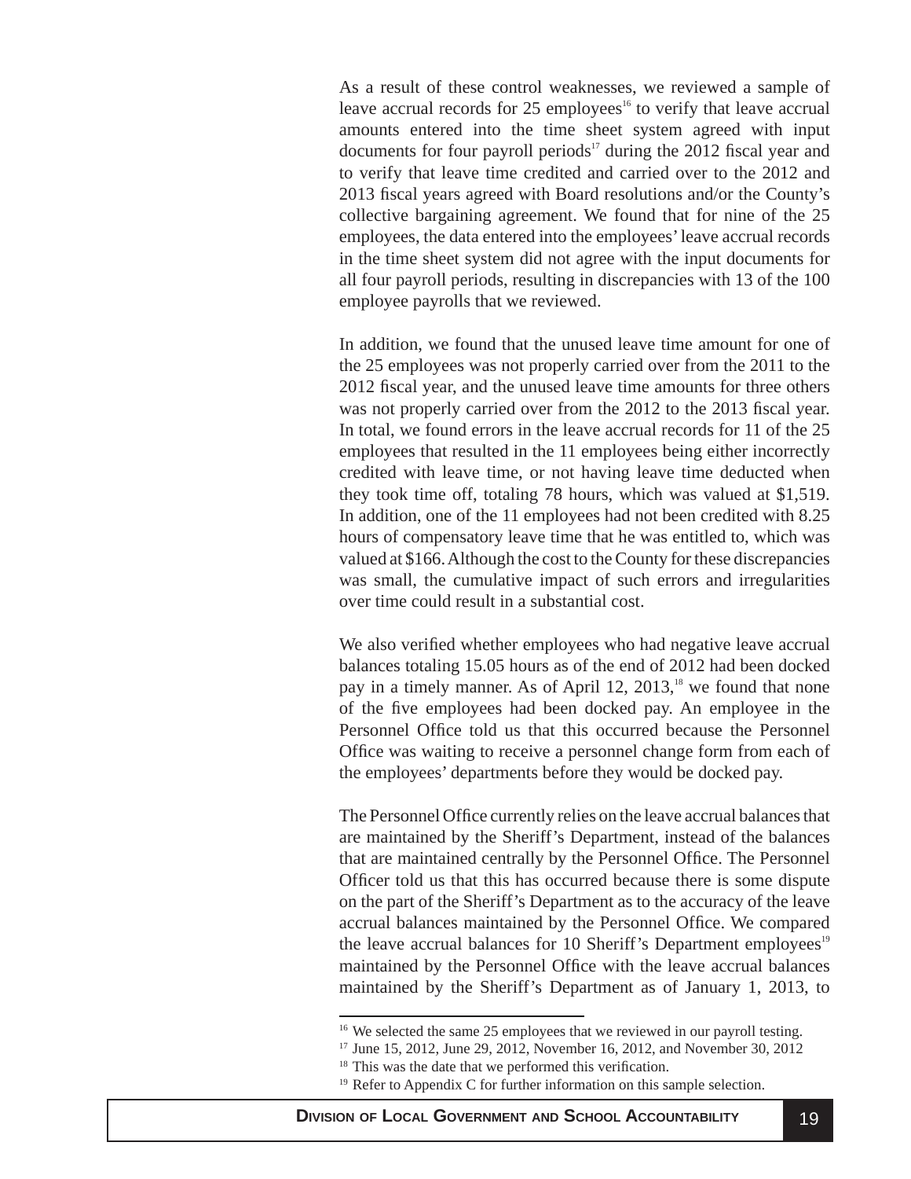As a result of these control weaknesses, we reviewed a sample of leave accrual records for 25 employees[16] to verify that leave accrual amounts entered into the time sheet system agreed with input documents for four payroll periods[17] during the 2012 fiscal year and to verify that leave time credited and carried over to the 2012 and 2013 fiscal years agreed with Board resolutions and/or the County's collective bargaining agreement. We found that for nine of the 25 employees, the data entered into the employees' leave accrual records in the time sheet system did not agree with the input documents for all four payroll periods, resulting in discrepancies with 13 of the 100 employee payrolls that we reviewed.

In addition, we found that the unused leave time amount for one of the 25 employees was not properly carried over from the 2011 to the 2012 fiscal year, and the unused leave time amounts for three others was not properly carried over from the 2012 to the 2013 fiscal year. In total, we found errors in the leave accrual records for 11 of the 25 employees that resulted in the 11 employees being either incorrectly credited with leave time, or not having leave time deducted when they took time off, totaling 78 hours, which was valued at $1,519. In addition, one of the 11 employees had not been credited with 8.25 hours of compensatory leave time that he was entitled to, which was valued at $166. Although the cost to the County for these discrepancies was small, the cumulative impact of such errors and irregularities over time could result in a substantial cost.

We also verified whether employees who had negative leave accrual balances totaling 15.05 hours as of the end of 2012 had been docked pay in a timely manner. As of April 12, 2013,[18] we found that none of the five employees had been docked pay. An employee in the Personnel Office told us that this occurred because the Personnel Office was waiting to receive a personnel change form from each of the employees' departments before they would be docked pay.

The Personnel Office currently relies on the leave accrual balances that are maintained by the Sheriff's Department, instead of the balances that are maintained centrally by the Personnel Office. The Personnel Officer told us that this has occurred because there is some dispute on the part of the Sheriff's Department as to the accuracy of the leave accrual balances maintained by the Personnel Office. We compared the leave accrual balances for 10 Sheriff's Department employees[19] maintained by the Personnel Office with the leave accrual balances maintained by the Sheriff's Department as of January 1, 2013, to

---

[16] We selected the same 25 employees that we reviewed in our payroll testing.

[17] June 15, 2012, June 29, 2012, November 16, 2012, and November 30, 2012

[18] This was the date that we performed this verification.

[19] Refer to Appendix C for further information on this sample selection.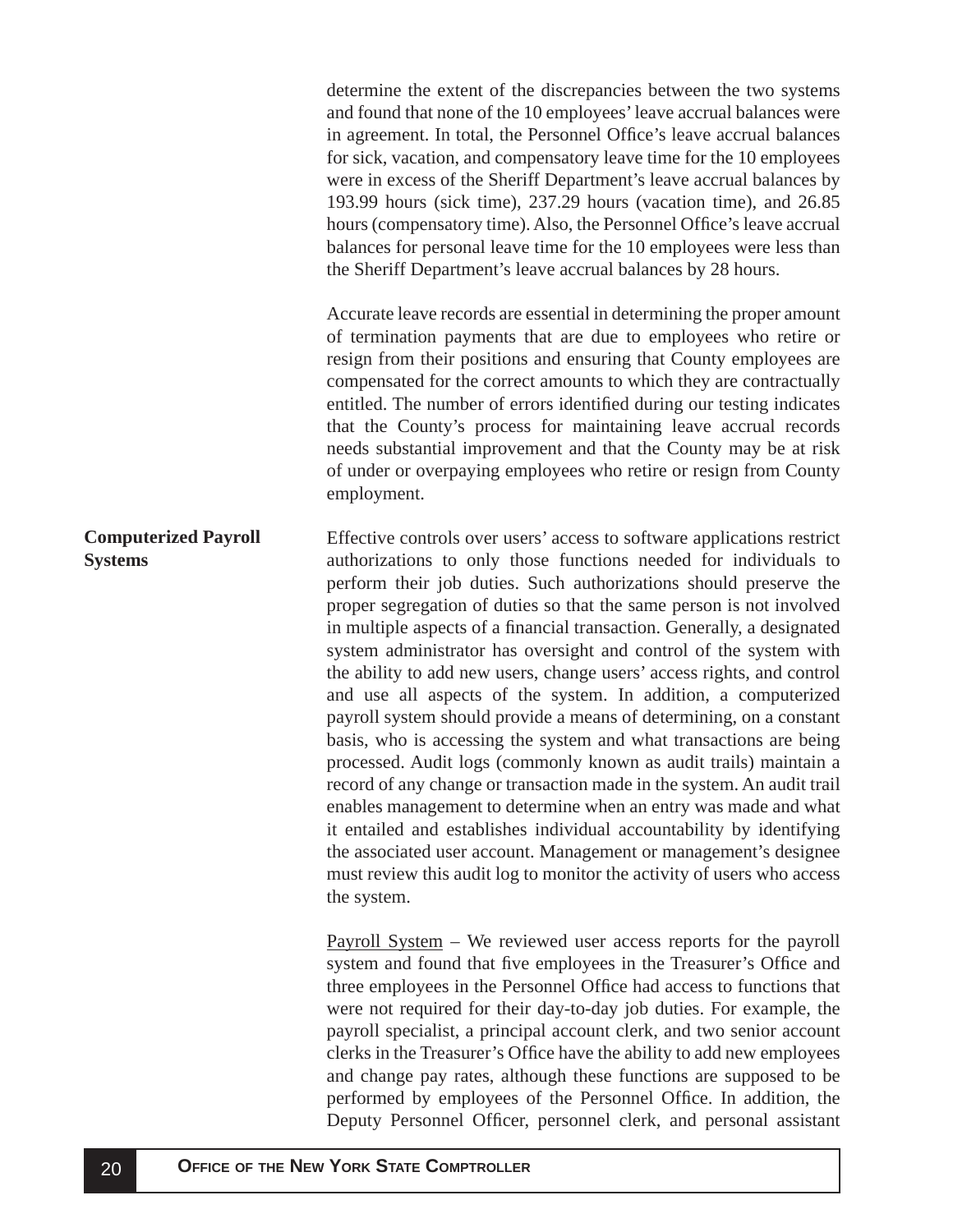determine the extent of the discrepancies between the two systems and found that none of the 10 employees' leave accrual balances were in agreement. In total, the Personnel Office's leave accrual balances for sick, vacation, and compensatory leave time for the 10 employees were in excess of the Sheriff Department's leave accrual balances by 193.99 hours (sick time), 237.29 hours (vacation time), and 26.85 hours (compensatory time). Also, the Personnel Office's leave accrual balances for personal leave time for the 10 employees were less than the Sheriff Department's leave accrual balances by 28 hours.

Accurate leave records are essential in determining the proper amount of termination payments that are due to employees who retire or resign from their positions and ensuring that County employees are compensated for the correct amounts to which they are contractually entitled. The number of errors identified during our testing indicates that the County's process for maintaining leave accrual records needs substantial improvement and that the County may be at risk of under or overpaying employees who retire or resign from County employment.

**Computerized Payroll Systems**

Effective controls over users' access to software applications restrict authorizations to only those functions needed for individuals to perform their job duties. Such authorizations should preserve the proper segregation of duties so that the same person is not involved in multiple aspects of a financial transaction. Generally, a designated system administrator has oversight and control of the system with the ability to add new users, change users' access rights, and control and use all aspects of the system. In addition, a computerized payroll system should provide a means of determining, on a constant basis, who is accessing the system and what transactions are being processed. Audit logs (commonly known as audit trails) maintain a record of any change or transaction made in the system. An audit trail enables management to determine when an entry was made and what it entailed and establishes individual accountability by identifying the associated user account. Management or management's designee must review this audit log to monitor the activity of users who access the system.

Payroll System – We reviewed user access reports for the payroll system and found that five employees in the Treasurer's Office and three employees in the Personnel Office had access to functions that were not required for their day-to-day job duties. For example, the payroll specialist, a principal account clerk, and two senior account clerks in the Treasurer's Office have the ability to add new employees and change pay rates, although these functions are supposed to be performed by employees of the Personnel Office. In addition, the Deputy Personnel Officer, personnel clerk, and personal assistant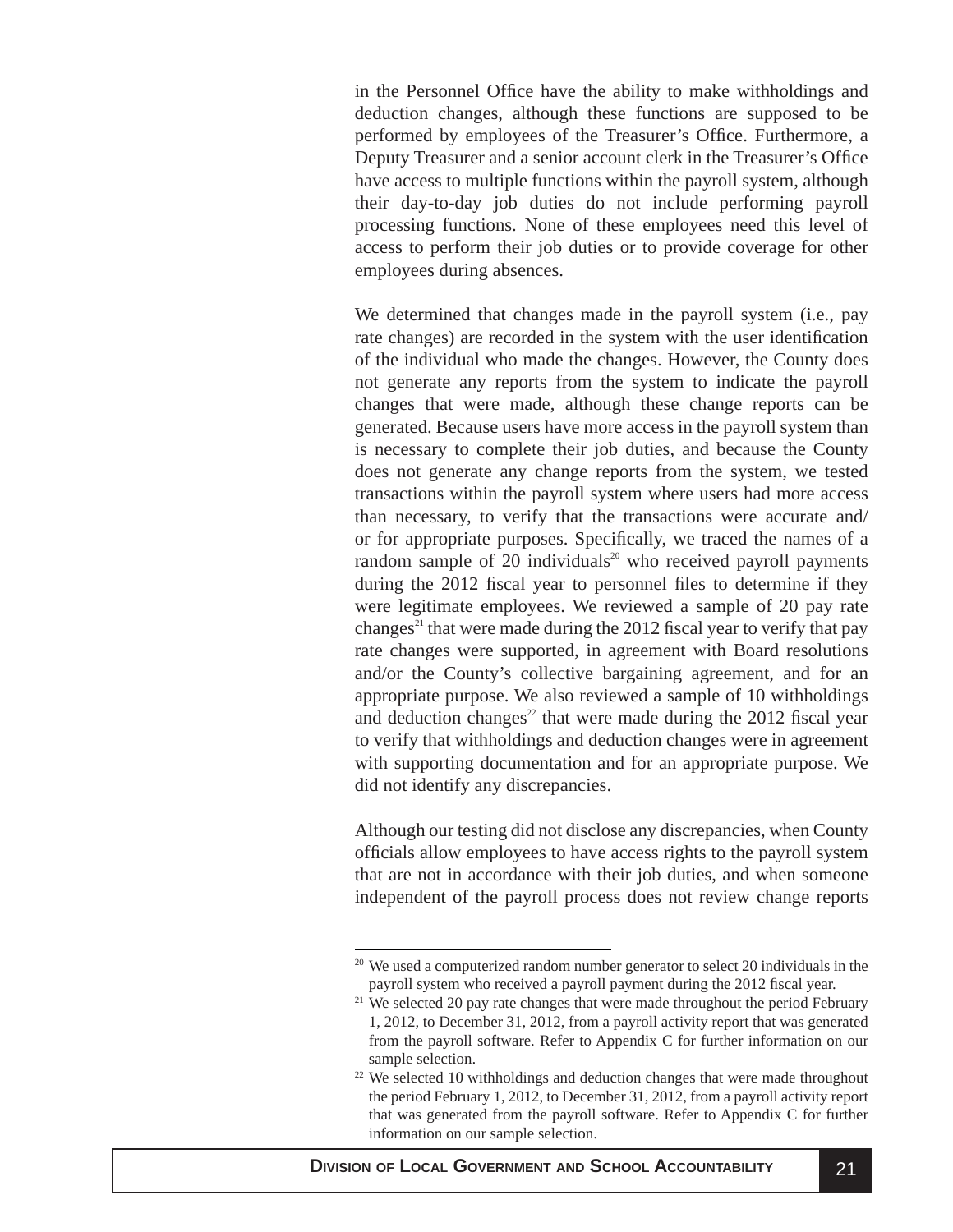in the Personnel Office have the ability to make withholdings and deduction changes, although these functions are supposed to be performed by employees of the Treasurer's Office. Furthermore, a Deputy Treasurer and a senior account clerk in the Treasurer's Office have access to multiple functions within the payroll system, although their day-to-day job duties do not include performing payroll processing functions. None of these employees need this level of access to perform their job duties or to provide coverage for other employees during absences.

We determined that changes made in the payroll system (i.e., pay rate changes) are recorded in the system with the user identification of the individual who made the changes. However, the County does not generate any reports from the system to indicate the payroll changes that were made, although these change reports can be generated. Because users have more access in the payroll system than is necessary to complete their job duties, and because the County does not generate any change reports from the system, we tested transactions within the payroll system where users had more access than necessary, to verify that the transactions were accurate and/or for appropriate purposes. Specifically, we traced the names of a random sample of 20 individuals[20] who received payroll payments during the 2012 fiscal year to personnel files to determine if they were legitimate employees. We reviewed a sample of 20 pay rate changes[21] that were made during the 2012 fiscal year to verify that pay rate changes were supported, in agreement with Board resolutions and/or the County's collective bargaining agreement, and for an appropriate purpose. We also reviewed a sample of 10 withholdings and deduction changes[22] that were made during the 2012 fiscal year to verify that withholdings and deduction changes were in agreement with supporting documentation and for an appropriate purpose. We did not identify any discrepancies.

Although our testing did not disclose any discrepancies, when County officials allow employees to have access rights to the payroll system that are not in accordance with their job duties, and when someone independent of the payroll process does not review change reports

---

[20] We used a computerized random number generator to select 20 individuals in the payroll system who received a payroll payment during the 2012 fiscal year.

[21] We selected 20 pay rate changes that were made throughout the period February 1, 2012, to December 31, 2012, from a payroll activity report that was generated from the payroll software. Refer to Appendix C for further information on our sample selection.

[22] We selected 10 withholdings and deduction changes that were made throughout the period February 1, 2012, to December 31, 2012, from a payroll activity report that was generated from the payroll software. Refer to Appendix C for further information on our sample selection.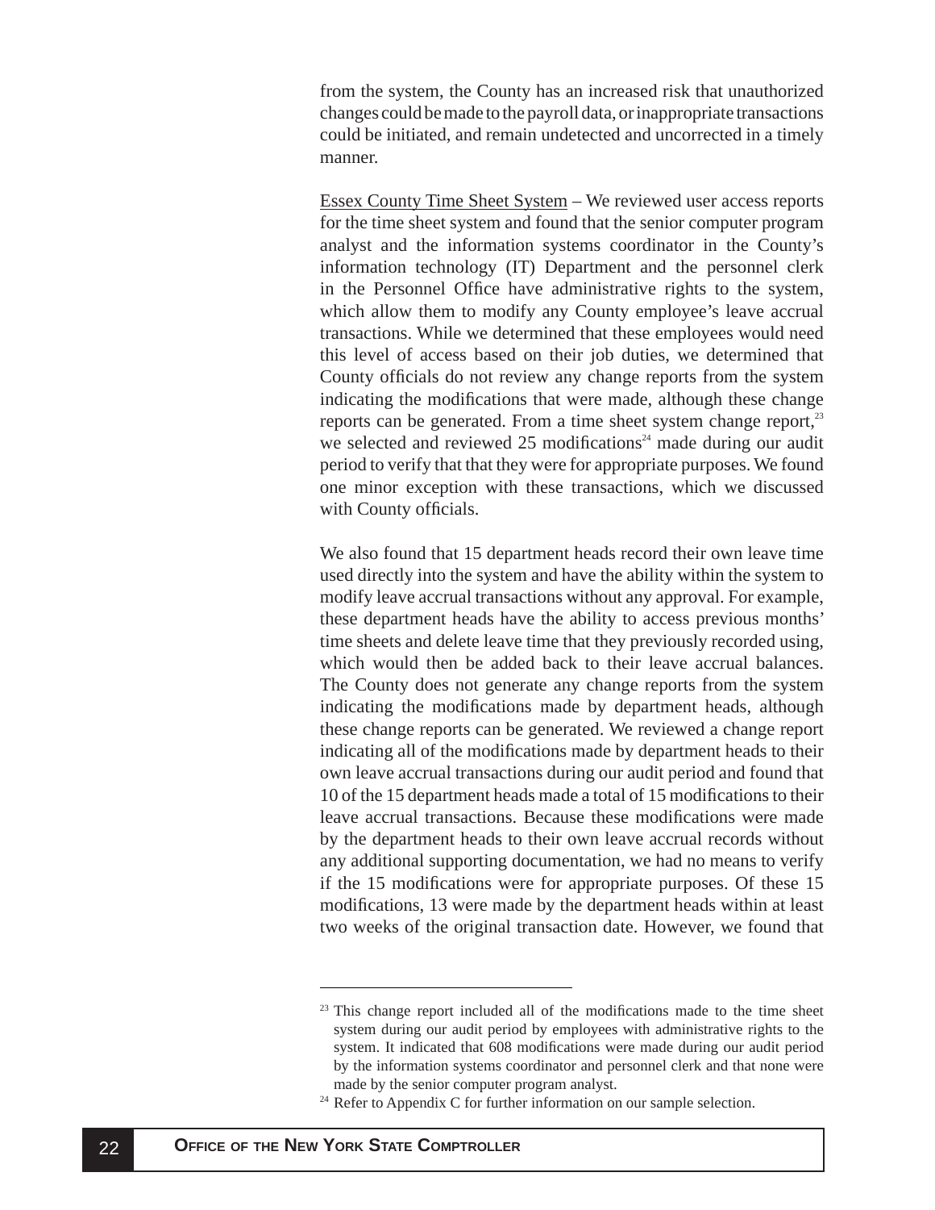from the system, the County has an increased risk that unauthorized changes could be made to the payroll data, or inappropriate transactions could be initiated, and remain undetected and uncorrected in a timely manner.

<u>Essex County Time Sheet System</u> – We reviewed user access reports for the time sheet system and found that the senior computer program analyst and the information systems coordinator in the County's information technology (IT) Department and the personnel clerk in the Personnel Office have administrative rights to the system, which allow them to modify any County employee's leave accrual transactions. While we determined that these employees would need this level of access based on their job duties, we determined that County officials do not review any change reports from the system indicating the modifications that were made, although these change reports can be generated. From a time sheet system change report,[23] we selected and reviewed 25 modifications[24] made during our audit period to verify that that they were for appropriate purposes. We found one minor exception with these transactions, which we discussed with County officials.

We also found that 15 department heads record their own leave time used directly into the system and have the ability within the system to modify leave accrual transactions without any approval. For example, these department heads have the ability to access previous months' time sheets and delete leave time that they previously recorded using, which would then be added back to their leave accrual balances. The County does not generate any change reports from the system indicating the modifications made by department heads, although these change reports can be generated. We reviewed a change report indicating all of the modifications made by department heads to their own leave accrual transactions during our audit period and found that 10 of the 15 department heads made a total of 15 modifications to their leave accrual transactions. Because these modifications were made by the department heads to their own leave accrual records without any additional supporting documentation, we had no means to verify if the 15 modifications were for appropriate purposes. Of these 15 modifications, 13 were made by the department heads within at least two weeks of the original transaction date. However, we found that

---

[23] This change report included all of the modifications made to the time sheet system during our audit period by employees with administrative rights to the system. It indicated that 608 modifications were made during our audit period by the information systems coordinator and personnel clerk and that none were made by the senior computer program analyst.

[24] Refer to Appendix C for further information on our sample selection.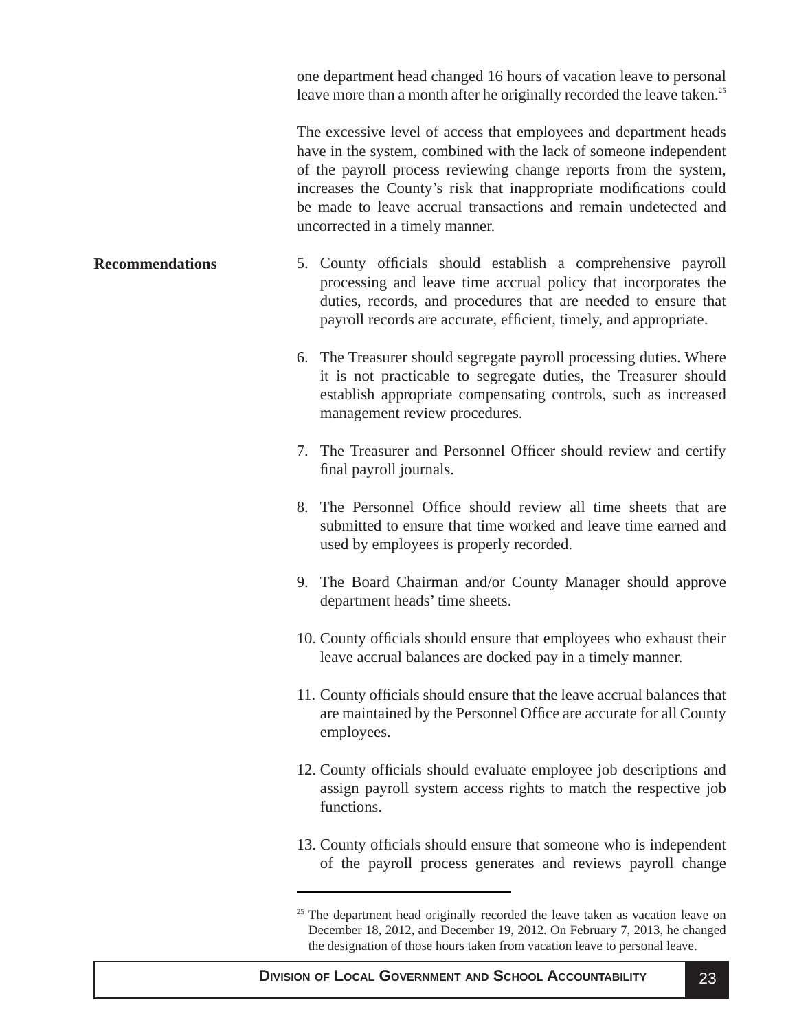one department head changed 16 hours of vacation leave to personal leave more than a month after he originally recorded the leave taken.[25]

The excessive level of access that employees and department heads have in the system, combined with the lack of someone independent of the payroll process reviewing change reports from the system, increases the County's risk that inappropriate modifications could be made to leave accrual transactions and remain undetected and uncorrected in a timely manner.

**Recommendations**

5. County officials should establish a comprehensive payroll processing and leave time accrual policy that incorporates the duties, records, and procedures that are needed to ensure that payroll records are accurate, efficient, timely, and appropriate.

6. The Treasurer should segregate payroll processing duties. Where it is not practicable to segregate duties, the Treasurer should establish appropriate compensating controls, such as increased management review procedures.

7. The Treasurer and Personnel Officer should review and certify final payroll journals.

8. The Personnel Office should review all time sheets that are submitted to ensure that time worked and leave time earned and used by employees is properly recorded.

9. The Board Chairman and/or County Manager should approve department heads' time sheets.

10. County officials should ensure that employees who exhaust their leave accrual balances are docked pay in a timely manner.

11. County officials should ensure that the leave accrual balances that are maintained by the Personnel Office are accurate for all County employees.

12. County officials should evaluate employee job descriptions and assign payroll system access rights to match the respective job functions.

13. County officials should ensure that someone who is independent of the payroll process generates and reviews payroll change

---

[25] The department head originally recorded the leave taken as vacation leave on December 18, 2012, and December 19, 2012. On February 7, 2013, he changed the designation of those hours taken from vacation leave to personal leave.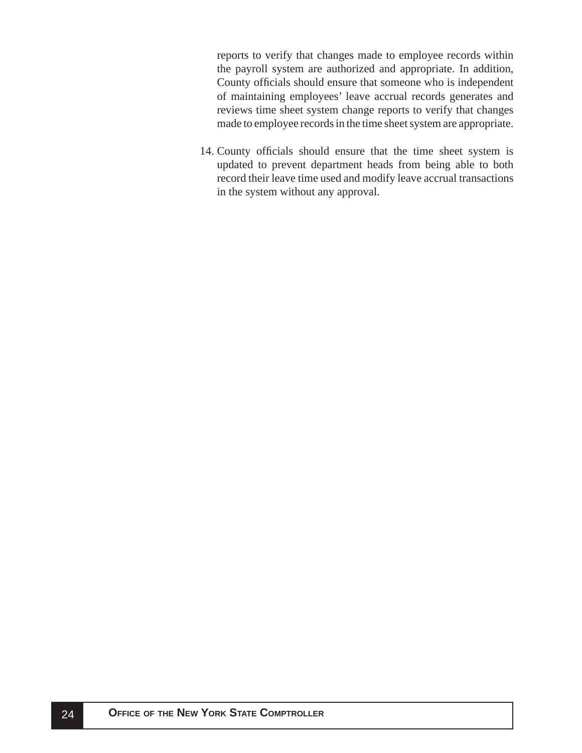reports to verify that changes made to employee records within the payroll system are authorized and appropriate. In addition, County officials should ensure that someone who is independent of maintaining employees' leave accrual records generates and reviews time sheet system change reports to verify that changes made to employee records in the time sheet system are appropriate.

14. County officials should ensure that the time sheet system is updated to prevent department heads from being able to both record their leave time used and modify leave accrual transactions in the system without any approval.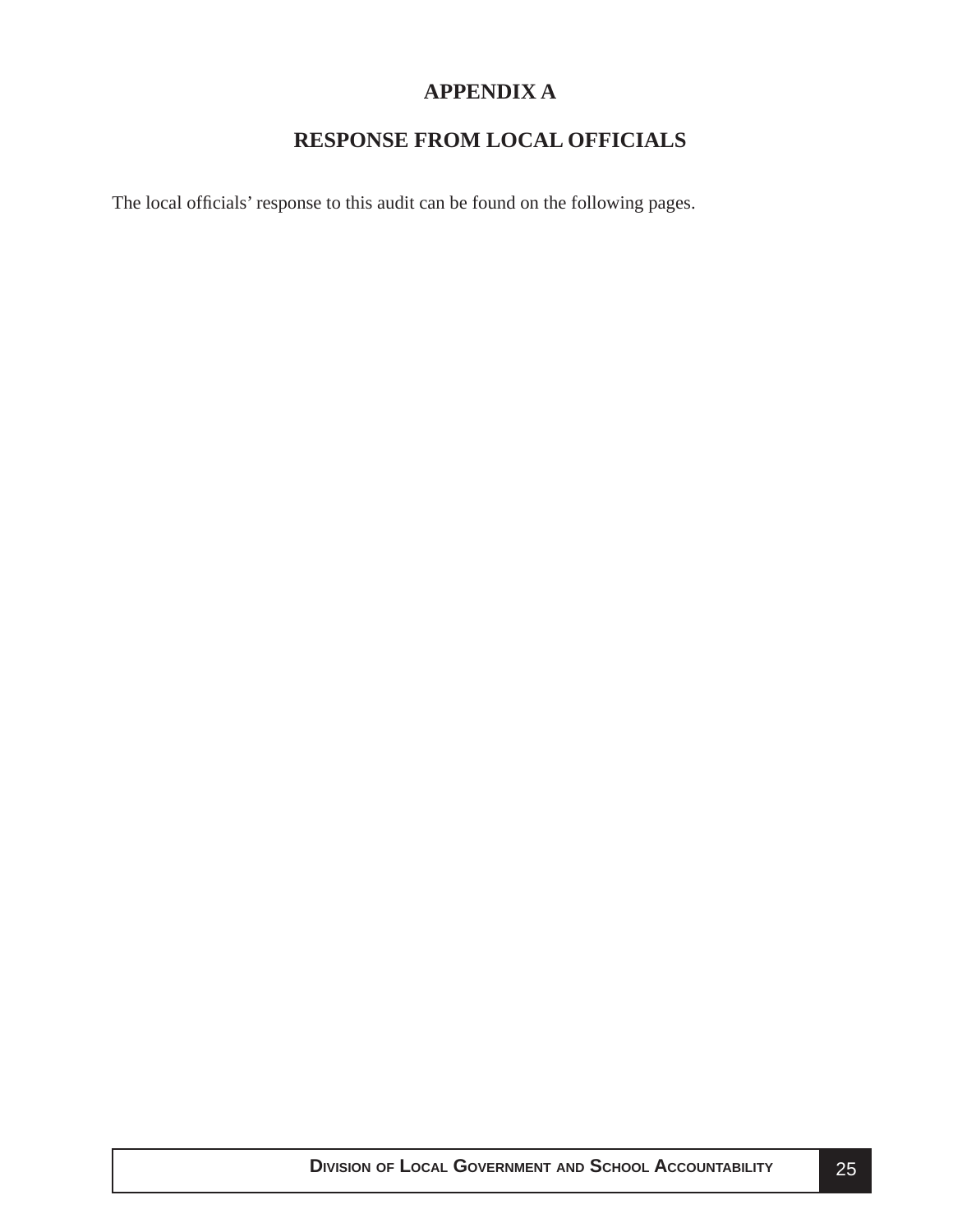# APPENDIX A

## RESPONSE FROM LOCAL OFFICIALS

The local officials' response to this audit can be found on the following pages.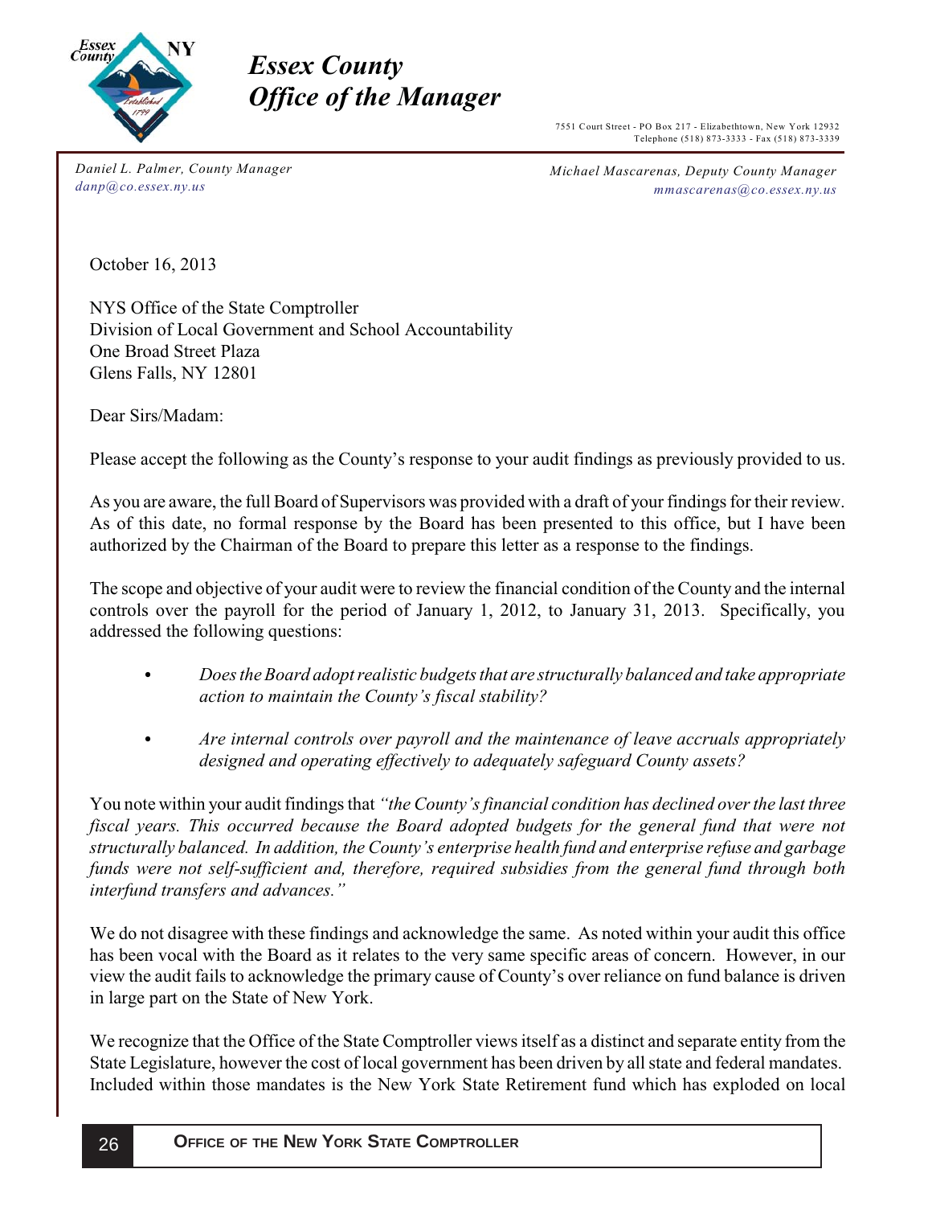# Essex County
# Office of the Manager

7551 Court Street - PO Box 217 - Elizabethtown, New York 12932
Telephone (518) 873-3333 - Fax (518) 873-3339

*Daniel L. Palmer, County Manager*
*danp@co.essex.ny.us*

*Michael Mascarenas, Deputy County Manager*
*mmascarenas@co.essex.ny.us*

October 16, 2013

NYS Office of the State Comptroller
Division of Local Government and School Accountability
One Broad Street Plaza
Glens Falls, NY 12801

Dear Sirs/Madam:

Please accept the following as the County's response to your audit findings as previously provided to us.

As you are aware, the full Board of Supervisors was provided with a draft of your findings for their review. As of this date, no formal response by the Board has been presented to this office, but I have been authorized by the Chairman of the Board to prepare this letter as a response to the findings.

The scope and objective of your audit were to review the financial condition of the County and the internal controls over the payroll for the period of January 1, 2012, to January 31, 2013. Specifically, you addressed the following questions:

- *Does the Board adopt realistic budgets that are structurally balanced and take appropriate action to maintain the County's fiscal stability?*
- *Are internal controls over payroll and the maintenance of leave accruals appropriately designed and operating effectively to adequately safeguard County assets?*

You note within your audit findings that *"the County's financial condition has declined over the last three fiscal years. This occurred because the Board adopted budgets for the general fund that were not structurally balanced. In addition, the County's enterprise health fund and enterprise refuse and garbage funds were not self-sufficient and, therefore, required subsidies from the general fund through both interfund transfers and advances."*

We do not disagree with these findings and acknowledge the same. As noted within your audit this office has been vocal with the Board as it relates to the very same specific areas of concern. However, in our view the audit fails to acknowledge the primary cause of County's over reliance on fund balance is driven in large part on the State of New York.

We recognize that the Office of the State Comptroller views itself as a distinct and separate entity from the State Legislature, however the cost of local government has been driven by all state and federal mandates. Included within those mandates is the New York State Retirement fund which has exploded on local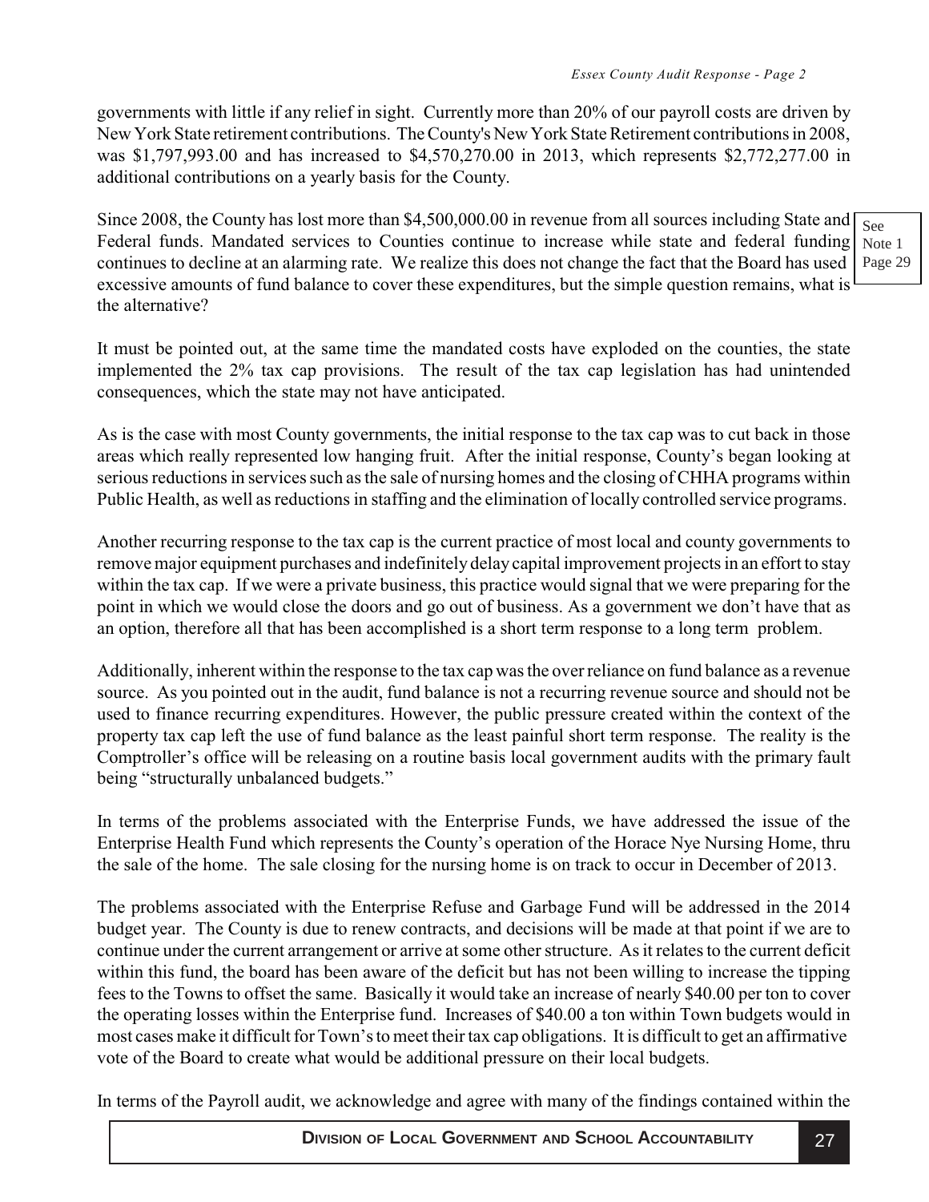governments with little if any relief in sight. Currently more than 20% of our payroll costs are driven by New York State retirement contributions. The County's New York State Retirement contributions in 2008, was $1,797,993.00 and has increased to $4,570,270.00 in 2013, which represents $2,772,277.00 in additional contributions on a yearly basis for the County.

Since 2008, the County has lost more than $4,500,000.00 in revenue from all sources including State and Federal funds. Mandated services to Counties continue to increase while state and federal funding continues to decline at an alarming rate. We realize this does not change the fact that the Board has used excessive amounts of fund balance to cover these expenditures, but the simple question remains, what is the alternative?

See Note 1 Page 29

It must be pointed out, at the same time the mandated costs have exploded on the counties, the state implemented the 2% tax cap provisions. The result of the tax cap legislation has had unintended consequences, which the state may not have anticipated.

As is the case with most County governments, the initial response to the tax cap was to cut back in those areas which really represented low hanging fruit. After the initial response, County's began looking at serious reductions in services such as the sale of nursing homes and the closing of CHHA programs within Public Health, as well as reductions in staffing and the elimination of locally controlled service programs.

Another recurring response to the tax cap is the current practice of most local and county governments to remove major equipment purchases and indefinitely delay capital improvement projects in an effort to stay within the tax cap. If we were a private business, this practice would signal that we were preparing for the point in which we would close the doors and go out of business. As a government we don't have that as an option, therefore all that has been accomplished is a short term response to a long term problem.

Additionally, inherent within the response to the tax cap was the over reliance on fund balance as a revenue source. As you pointed out in the audit, fund balance is not a recurring revenue source and should not be used to finance recurring expenditures. However, the public pressure created within the context of the property tax cap left the use of fund balance as the least painful short term response. The reality is the Comptroller's office will be releasing on a routine basis local government audits with the primary fault being "structurally unbalanced budgets."

In terms of the problems associated with the Enterprise Funds, we have addressed the issue of the Enterprise Health Fund which represents the County's operation of the Horace Nye Nursing Home, thru the sale of the home. The sale closing for the nursing home is on track to occur in December of 2013.

The problems associated with the Enterprise Refuse and Garbage Fund will be addressed in the 2014 budget year. The County is due to renew contracts, and decisions will be made at that point if we are to continue under the current arrangement or arrive at some other structure. As it relates to the current deficit within this fund, the board has been aware of the deficit but has not been willing to increase the tipping fees to the Towns to offset the same. Basically it would take an increase of nearly $40.00 per ton to cover the operating losses within the Enterprise fund. Increases of $40.00 a ton within Town budgets would in most cases make it difficult for Town's to meet their tax cap obligations. It is difficult to get an affirmative vote of the Board to create what would be additional pressure on their local budgets.

In terms of the Payroll audit, we acknowledge and agree with many of the findings contained within the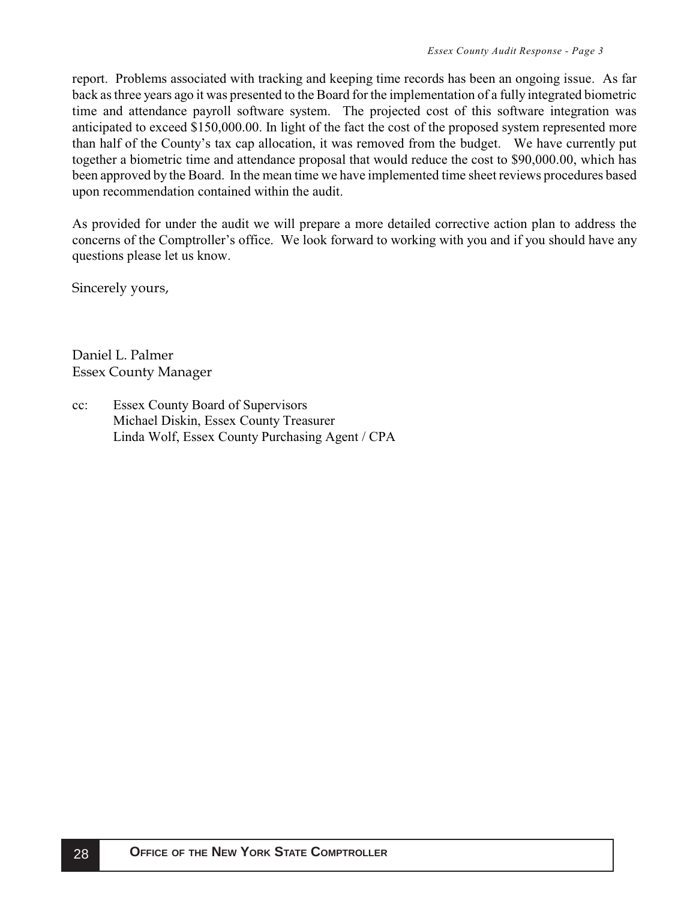report. Problems associated with tracking and keeping time records has been an ongoing issue. As far back as three years ago it was presented to the Board for the implementation of a fully integrated biometric time and attendance payroll software system. The projected cost of this software integration was anticipated to exceed $150,000.00. In light of the fact the cost of the proposed system represented more than half of the County's tax cap allocation, it was removed from the budget. We have currently put together a biometric time and attendance proposal that would reduce the cost to $90,000.00, which has been approved by the Board. In the mean time we have implemented time sheet reviews procedures based upon recommendation contained within the audit.

As provided for under the audit we will prepare a more detailed corrective action plan to address the concerns of the Comptroller's office. We look forward to working with you and if you should have any questions please let us know.

Sincerely yours,

Daniel L. Palmer
Essex County Manager

cc: Essex County Board of Supervisors
Michael Diskin, Essex County Treasurer
Linda Wolf, Essex County Purchasing Agent / CPA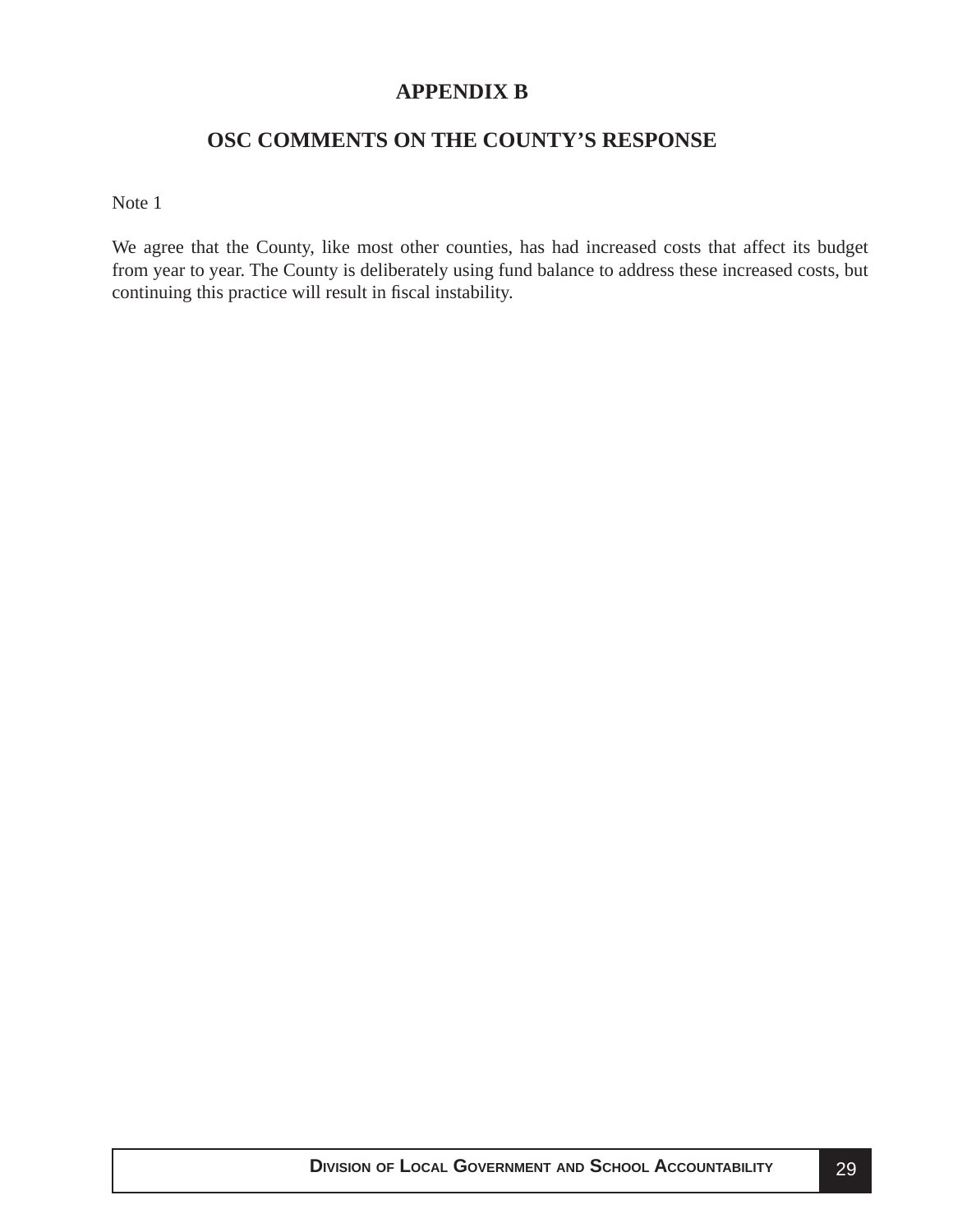## APPENDIX B

## OSC COMMENTS ON THE COUNTY'S RESPONSE

Note 1

We agree that the County, like most other counties, has had increased costs that affect its budget from year to year. The County is deliberately using fund balance to address these increased costs, but continuing this practice will result in fiscal instability.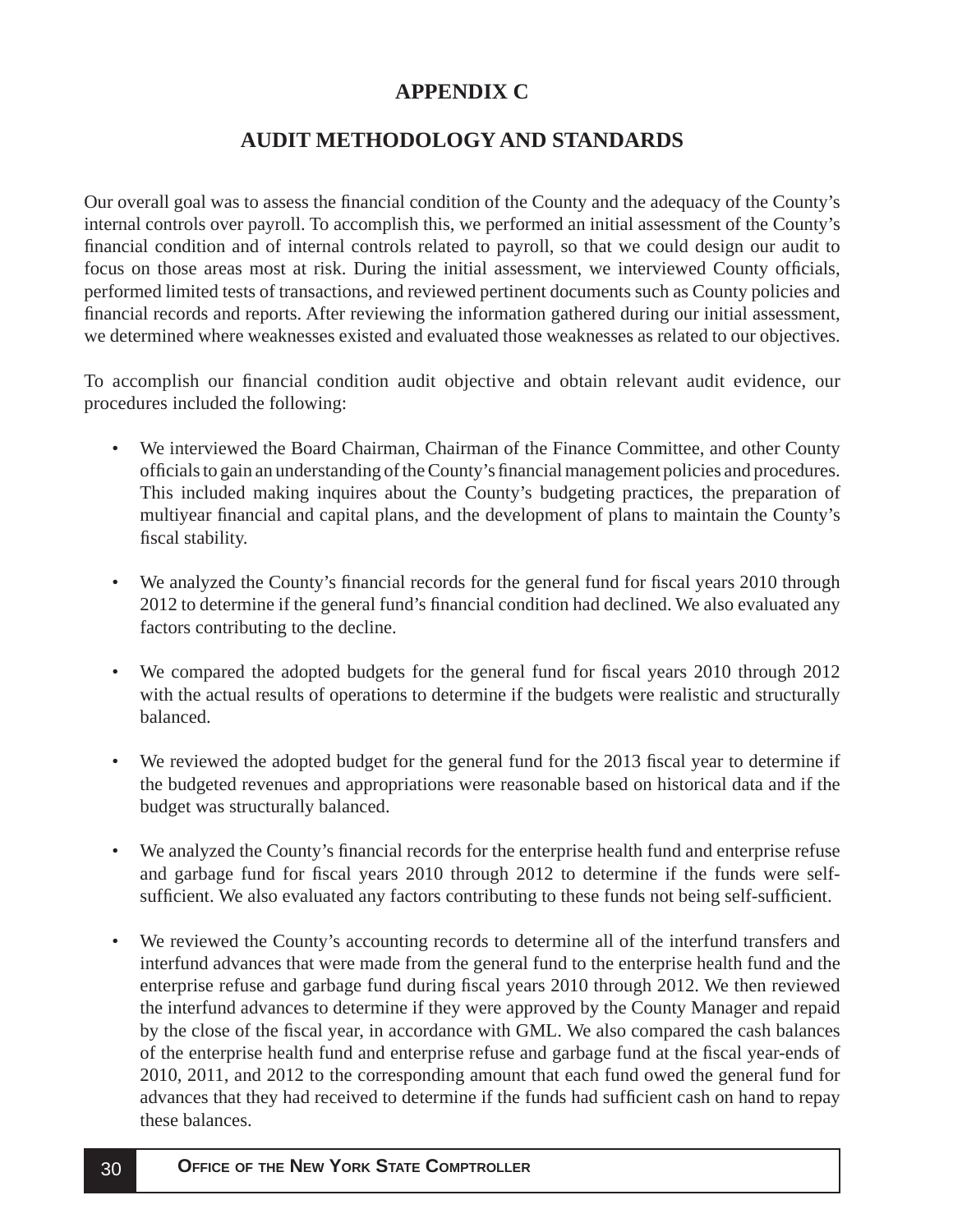# APPENDIX C

## AUDIT METHODOLOGY AND STANDARDS

Our overall goal was to assess the financial condition of the County and the adequacy of the County's internal controls over payroll. To accomplish this, we performed an initial assessment of the County's financial condition and of internal controls related to payroll, so that we could design our audit to focus on those areas most at risk. During the initial assessment, we interviewed County officials, performed limited tests of transactions, and reviewed pertinent documents such as County policies and financial records and reports. After reviewing the information gathered during our initial assessment, we determined where weaknesses existed and evaluated those weaknesses as related to our objectives.

To accomplish our financial condition audit objective and obtain relevant audit evidence, our procedures included the following:

- We interviewed the Board Chairman, Chairman of the Finance Committee, and other County officials to gain an understanding of the County's financial management policies and procedures. This included making inquires about the County's budgeting practices, the preparation of multiyear financial and capital plans, and the development of plans to maintain the County's fiscal stability.

- We analyzed the County's financial records for the general fund for fiscal years 2010 through 2012 to determine if the general fund's financial condition had declined. We also evaluated any factors contributing to the decline.

- We compared the adopted budgets for the general fund for fiscal years 2010 through 2012 with the actual results of operations to determine if the budgets were realistic and structurally balanced.

- We reviewed the adopted budget for the general fund for the 2013 fiscal year to determine if the budgeted revenues and appropriations were reasonable based on historical data and if the budget was structurally balanced.

- We analyzed the County's financial records for the enterprise health fund and enterprise refuse and garbage fund for fiscal years 2010 through 2012 to determine if the funds were self-sufficient. We also evaluated any factors contributing to these funds not being self-sufficient.

- We reviewed the County's accounting records to determine all of the interfund transfers and interfund advances that were made from the general fund to the enterprise health fund and the enterprise refuse and garbage fund during fiscal years 2010 through 2012. We then reviewed the interfund advances to determine if they were approved by the County Manager and repaid by the close of the fiscal year, in accordance with GML. We also compared the cash balances of the enterprise health fund and enterprise refuse and garbage fund at the fiscal year-ends of 2010, 2011, and 2012 to the corresponding amount that each fund owed the general fund for advances that they had received to determine if the funds had sufficient cash on hand to repay these balances.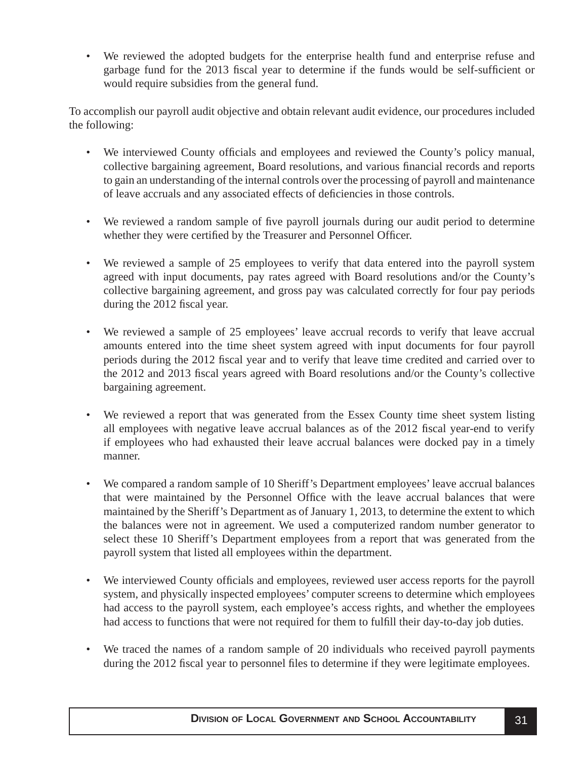- We reviewed the adopted budgets for the enterprise health fund and enterprise refuse and garbage fund for the 2013 fiscal year to determine if the funds would be self-sufficient or would require subsidies from the general fund.

To accomplish our payroll audit objective and obtain relevant audit evidence, our procedures included the following:

- We interviewed County officials and employees and reviewed the County's policy manual, collective bargaining agreement, Board resolutions, and various financial records and reports to gain an understanding of the internal controls over the processing of payroll and maintenance of leave accruals and any associated effects of deficiencies in those controls.

- We reviewed a random sample of five payroll journals during our audit period to determine whether they were certified by the Treasurer and Personnel Officer.

- We reviewed a sample of 25 employees to verify that data entered into the payroll system agreed with input documents, pay rates agreed with Board resolutions and/or the County's collective bargaining agreement, and gross pay was calculated correctly for four pay periods during the 2012 fiscal year.

- We reviewed a sample of 25 employees' leave accrual records to verify that leave accrual amounts entered into the time sheet system agreed with input documents for four payroll periods during the 2012 fiscal year and to verify that leave time credited and carried over to the 2012 and 2013 fiscal years agreed with Board resolutions and/or the County's collective bargaining agreement.

- We reviewed a report that was generated from the Essex County time sheet system listing all employees with negative leave accrual balances as of the 2012 fiscal year-end to verify if employees who had exhausted their leave accrual balances were docked pay in a timely manner.

- We compared a random sample of 10 Sheriff's Department employees' leave accrual balances that were maintained by the Personnel Office with the leave accrual balances that were maintained by the Sheriff's Department as of January 1, 2013, to determine the extent to which the balances were not in agreement. We used a computerized random number generator to select these 10 Sheriff's Department employees from a report that was generated from the payroll system that listed all employees within the department.

- We interviewed County officials and employees, reviewed user access reports for the payroll system, and physically inspected employees' computer screens to determine which employees had access to the payroll system, each employee's access rights, and whether the employees had access to functions that were not required for them to fulfill their day-to-day job duties.

- We traced the names of a random sample of 20 individuals who received payroll payments during the 2012 fiscal year to personnel files to determine if they were legitimate employees.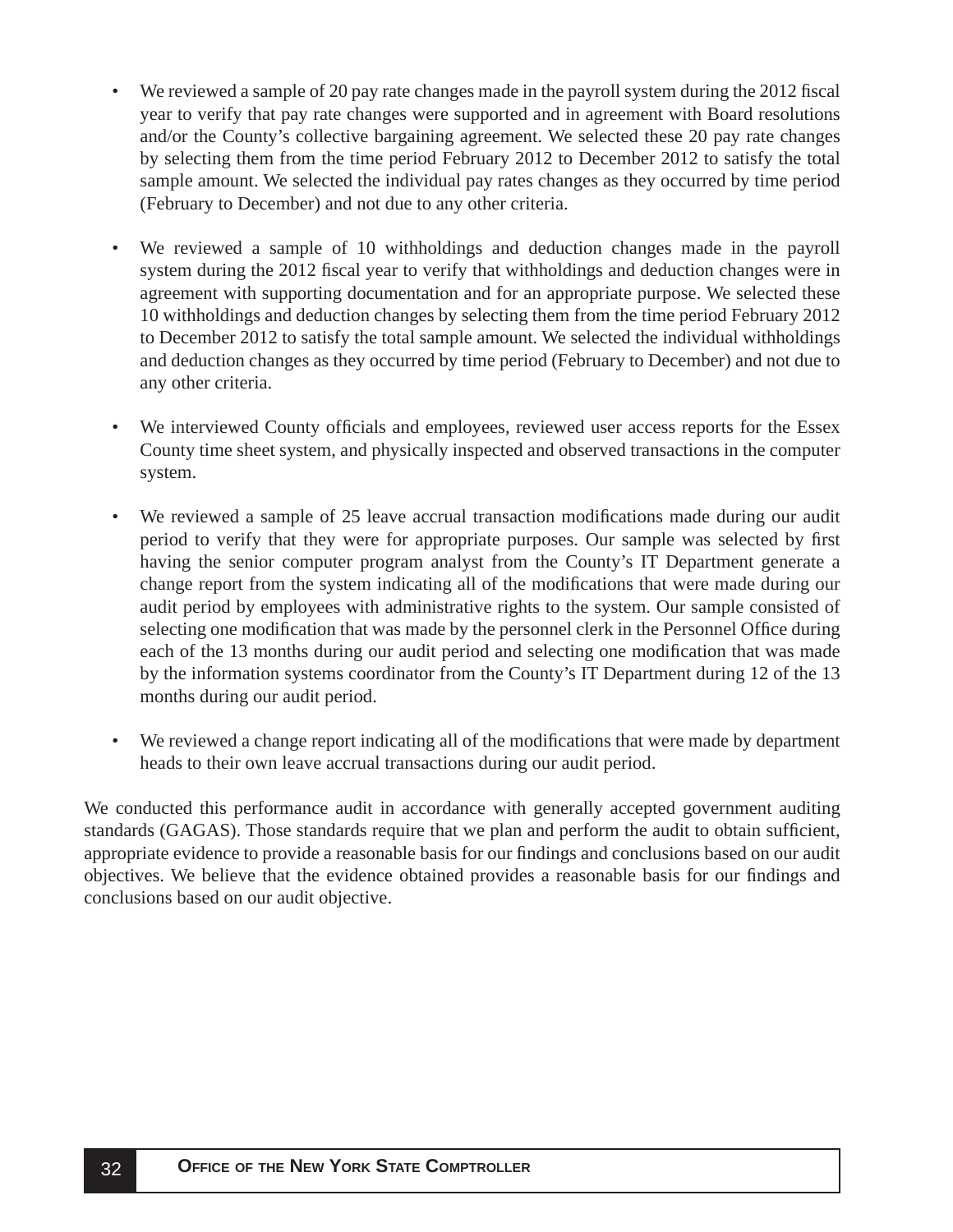- We reviewed a sample of 20 pay rate changes made in the payroll system during the 2012 fiscal year to verify that pay rate changes were supported and in agreement with Board resolutions and/or the County's collective bargaining agreement. We selected these 20 pay rate changes by selecting them from the time period February 2012 to December 2012 to satisfy the total sample amount. We selected the individual pay rates changes as they occurred by time period (February to December) and not due to any other criteria.

- We reviewed a sample of 10 withholdings and deduction changes made in the payroll system during the 2012 fiscal year to verify that withholdings and deduction changes were in agreement with supporting documentation and for an appropriate purpose. We selected these 10 withholdings and deduction changes by selecting them from the time period February 2012 to December 2012 to satisfy the total sample amount. We selected the individual withholdings and deduction changes as they occurred by time period (February to December) and not due to any other criteria.

- We interviewed County officials and employees, reviewed user access reports for the Essex County time sheet system, and physically inspected and observed transactions in the computer system.

- We reviewed a sample of 25 leave accrual transaction modifications made during our audit period to verify that they were for appropriate purposes. Our sample was selected by first having the senior computer program analyst from the County's IT Department generate a change report from the system indicating all of the modifications that were made during our audit period by employees with administrative rights to the system. Our sample consisted of selecting one modification that was made by the personnel clerk in the Personnel Office during each of the 13 months during our audit period and selecting one modification that was made by the information systems coordinator from the County's IT Department during 12 of the 13 months during our audit period.

- We reviewed a change report indicating all of the modifications that were made by department heads to their own leave accrual transactions during our audit period.

We conducted this performance audit in accordance with generally accepted government auditing standards (GAGAS). Those standards require that we plan and perform the audit to obtain sufficient, appropriate evidence to provide a reasonable basis for our findings and conclusions based on our audit objectives. We believe that the evidence obtained provides a reasonable basis for our findings and conclusions based on our audit objective.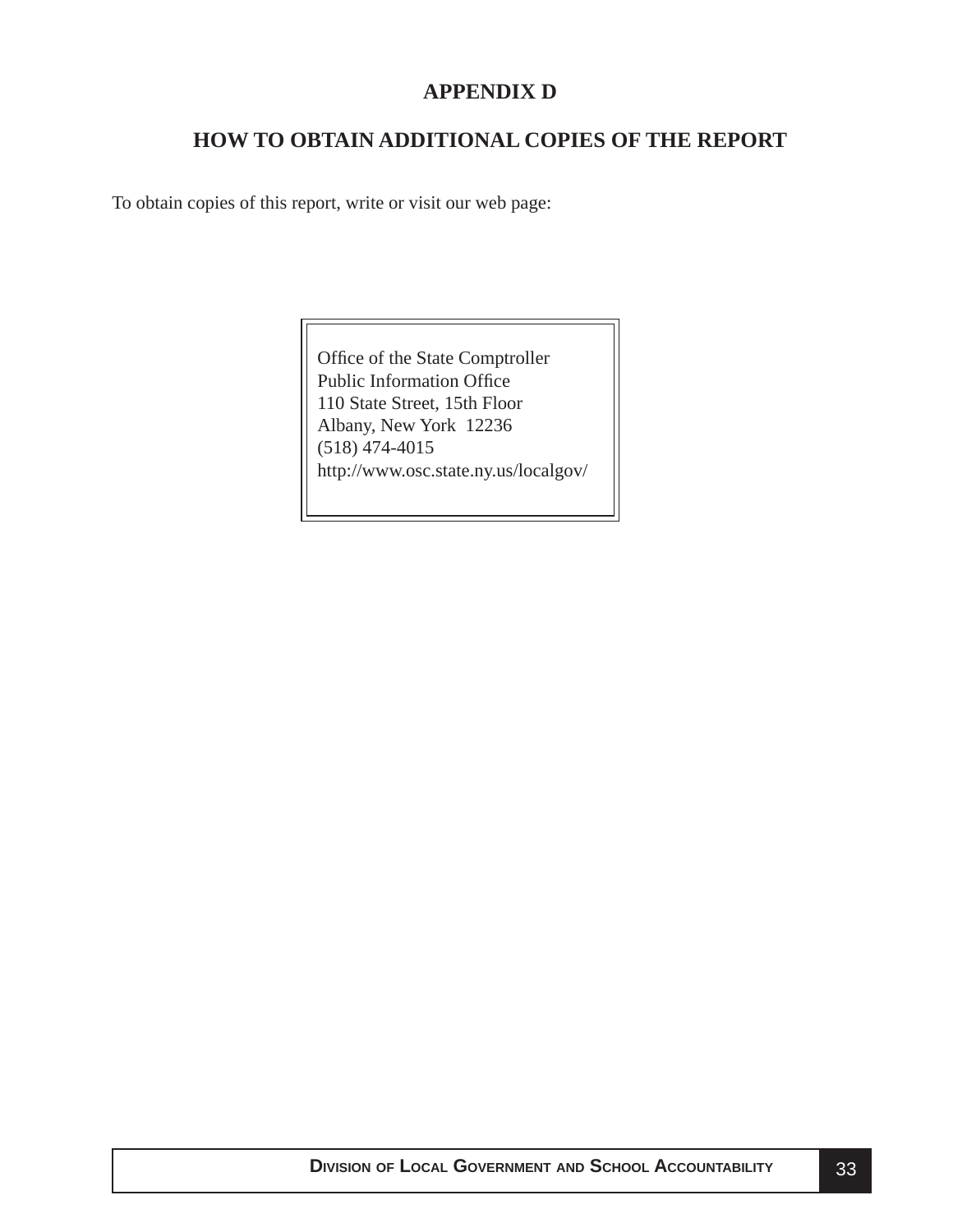## APPENDIX D

## HOW TO OBTAIN ADDITIONAL COPIES OF THE REPORT

To obtain copies of this report, write or visit our web page:

Office of the State Comptroller
Public Information Office
110 State Street, 15th Floor
Albany, New York 12236
(518) 474-4015
http://www.osc.state.ny.us/localgov/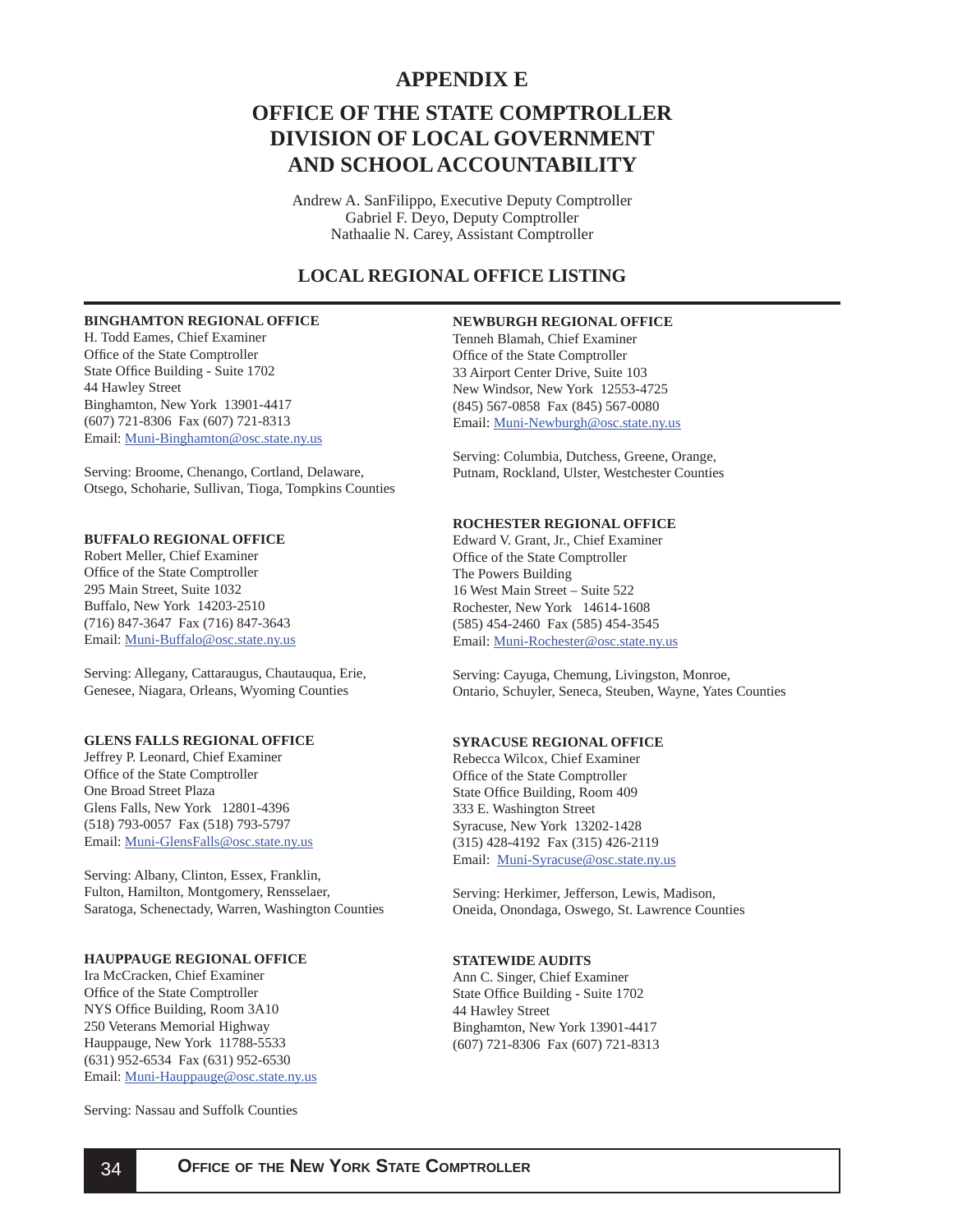# APPENDIX E

## OFFICE OF THE STATE COMPTROLLER DIVISION OF LOCAL GOVERNMENT AND SCHOOL ACCOUNTABILITY

Andrew A. SanFilippo, Executive Deputy Comptroller
Gabriel F. Deyo, Deputy Comptroller
Nathaalie N. Carey, Assistant Comptroller

### LOCAL REGIONAL OFFICE LISTING

**BINGHAMTON REGIONAL OFFICE**
H. Todd Eames, Chief Examiner
Office of the State Comptroller
State Office Building - Suite 1702
44 Hawley Street
Binghamton, New York 13901-4417
(607) 721-8306 Fax (607) 721-8313
Email: Muni-Binghamton@osc.state.ny.us

Serving: Broome, Chenango, Cortland, Delaware, Otsego, Schoharie, Sullivan, Tioga, Tompkins Counties

**BUFFALO REGIONAL OFFICE**
Robert Meller, Chief Examiner
Office of the State Comptroller
295 Main Street, Suite 1032
Buffalo, New York 14203-2510
(716) 847-3647 Fax (716) 847-3643
Email: Muni-Buffalo@osc.state.ny.us

Serving: Allegany, Cattaraugus, Chautauqua, Erie, Genesee, Niagara, Orleans, Wyoming Counties

**GLENS FALLS REGIONAL OFFICE**
Jeffrey P. Leonard, Chief Examiner
Office of the State Comptroller
One Broad Street Plaza
Glens Falls, New York 12801-4396
(518) 793-0057 Fax (518) 793-5797
Email: Muni-GlensFalls@osc.state.ny.us

Serving: Albany, Clinton, Essex, Franklin, Fulton, Hamilton, Montgomery, Rensselaer, Saratoga, Schenectady, Warren, Washington Counties

**HAUPPAUGE REGIONAL OFFICE**
Ira McCracken, Chief Examiner
Office of the State Comptroller
NYS Office Building, Room 3A10
250 Veterans Memorial Highway
Hauppauge, New York 11788-5533
(631) 952-6534 Fax (631) 952-6530
Email: Muni-Hauppauge@osc.state.ny.us

Serving: Nassau and Suffolk Counties

**NEWBURGH REGIONAL OFFICE**
Tenneh Blamah, Chief Examiner
Office of the State Comptroller
33 Airport Center Drive, Suite 103
New Windsor, New York 12553-4725
(845) 567-0858 Fax (845) 567-0080
Email: Muni-Newburgh@osc.state.ny.us

Serving: Columbia, Dutchess, Greene, Orange, Putnam, Rockland, Ulster, Westchester Counties

**ROCHESTER REGIONAL OFFICE**
Edward V. Grant, Jr., Chief Examiner
Office of the State Comptroller
The Powers Building
16 West Main Street – Suite 522
Rochester, New York 14614-1608
(585) 454-2460 Fax (585) 454-3545
Email: Muni-Rochester@osc.state.ny.us

Serving: Cayuga, Chemung, Livingston, Monroe, Ontario, Schuyler, Seneca, Steuben, Wayne, Yates Counties

**SYRACUSE REGIONAL OFFICE**
Rebecca Wilcox, Chief Examiner
Office of the State Comptroller
State Office Building, Room 409
333 E. Washington Street
Syracuse, New York 13202-1428
(315) 428-4192 Fax (315) 426-2119
Email: Muni-Syracuse@osc.state.ny.us

Serving: Herkimer, Jefferson, Lewis, Madison, Oneida, Onondaga, Oswego, St. Lawrence Counties

**STATEWIDE AUDITS**
Ann C. Singer, Chief Examiner
State Office Building - Suite 1702
44 Hawley Street
Binghamton, New York 13901-4417
(607) 721-8306 Fax (607) 721-8313